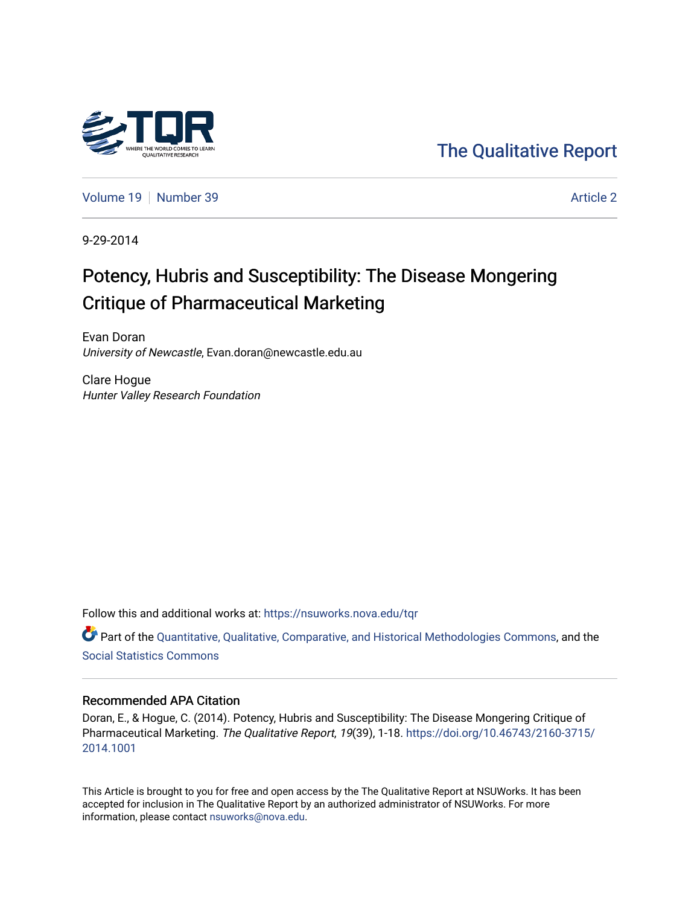The Qualitative Report

Volume 19 | Number 39 | Article 2

9-29-2014

# Potency, Hubris and Susceptibility: The Disease Mongering Critique of Pharmaceutical Marketing

Evan Doran
*University of Newcastle*, Evan.doran@newcastle.edu.au

Clare Hogue
*Hunter Valley Research Foundation*

Follow this and additional works at: https://nsuworks.nova.edu/tqr

Part of the Quantitative, Qualitative, Comparative, and Historical Methodologies Commons, and the Social Statistics Commons

## Recommended APA Citation

Doran, E., & Hogue, C. (2014). Potency, Hubris and Susceptibility: The Disease Mongering Critique of Pharmaceutical Marketing. *The Qualitative Report*, *19*(39), 1-18. https://doi.org/10.46743/2160-3715/2014.1001

This Article is brought to you for free and open access by the The Qualitative Report at NSUWorks. It has been accepted for inclusion in The Qualitative Report by an authorized administrator of NSUWorks. For more information, please contact nsuworks@nova.edu.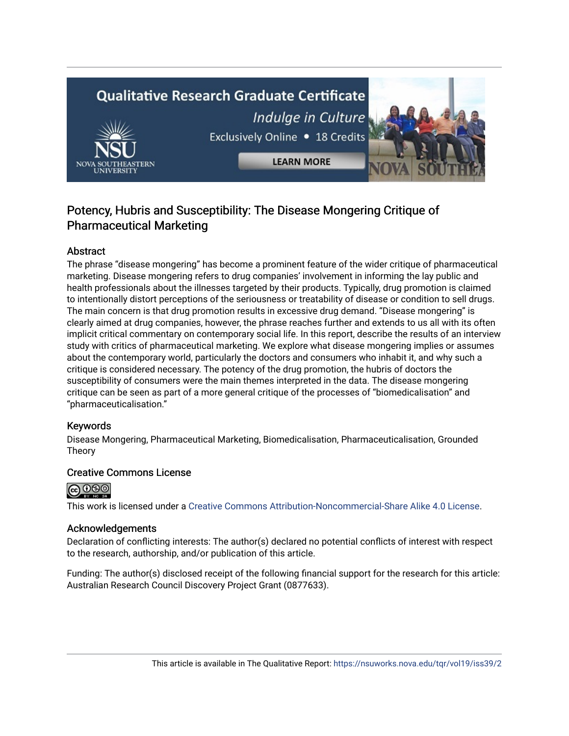## Potency, Hubris and Susceptibility: The Disease Mongering Critique of Pharmaceutical Marketing

### Abstract

The phrase "disease mongering" has become a prominent feature of the wider critique of pharmaceutical marketing. Disease mongering refers to drug companies' involvement in informing the lay public and health professionals about the illnesses targeted by their products. Typically, drug promotion is claimed to intentionally distort perceptions of the seriousness or treatability of disease or condition to sell drugs. The main concern is that drug promotion results in excessive drug demand. "Disease mongering" is clearly aimed at drug companies, however, the phrase reaches further and extends to us all with its often implicit critical commentary on contemporary social life. In this report, describe the results of an interview study with critics of pharmaceutical marketing. We explore what disease mongering implies or assumes about the contemporary world, particularly the doctors and consumers who inhabit it, and why such a critique is considered necessary. The potency of the drug promotion, the hubris of doctors the susceptibility of consumers were the main themes interpreted in the data. The disease mongering critique can be seen as part of a more general critique of the processes of "biomedicalisation" and "pharmaceuticalisation."

### Keywords

Disease Mongering, Pharmaceutical Marketing, Biomedicalisation, Pharmaceuticalisation, Grounded Theory

### Creative Commons License

This work is licensed under a Creative Commons Attribution-Noncommercial-Share Alike 4.0 License.

### Acknowledgements

Declaration of conflicting interests: The author(s) declared no potential conflicts of interest with respect to the research, authorship, and/or publication of this article.

Funding: The author(s) disclosed receipt of the following financial support for the research for this article: Australian Research Council Discovery Project Grant (0877633).

This article is available in The Qualitative Report: https://nsuworks.nova.edu/tqr/vol19/iss39/2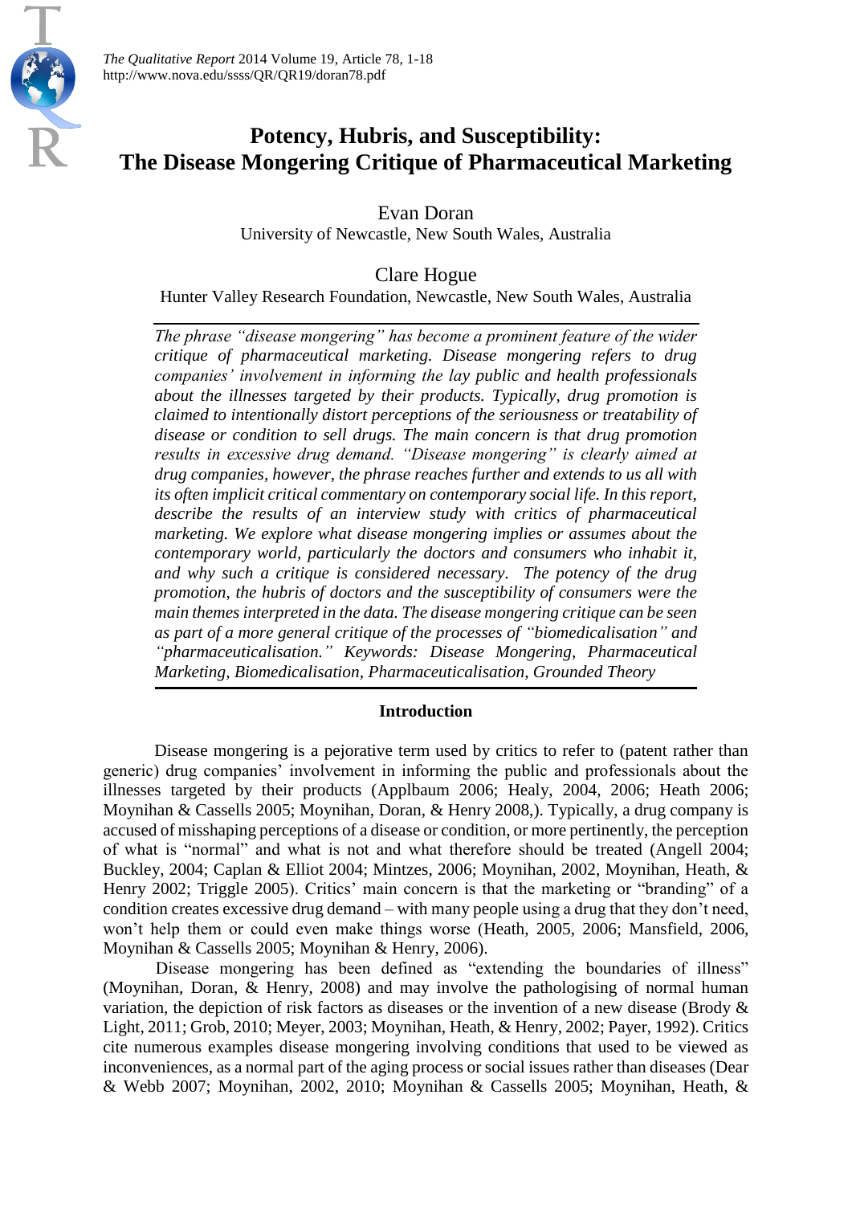# Potency, Hubris, and Susceptibility: The Disease Mongering Critique of Pharmaceutical Marketing

Evan Doran
University of Newcastle, New South Wales, Australia

Clare Hogue
Hunter Valley Research Foundation, Newcastle, New South Wales, Australia

*The phrase "disease mongering" has become a prominent feature of the wider critique of pharmaceutical marketing. Disease mongering refers to drug companies' involvement in informing the lay public and health professionals about the illnesses targeted by their products. Typically, drug promotion is claimed to intentionally distort perceptions of the seriousness or treatability of disease or condition to sell drugs. The main concern is that drug promotion results in excessive drug demand. "Disease mongering" is clearly aimed at drug companies, however, the phrase reaches further and extends to us all with its often implicit critical commentary on contemporary social life. In this report, describe the results of an interview study with critics of pharmaceutical marketing. We explore what disease mongering implies or assumes about the contemporary world, particularly the doctors and consumers who inhabit it, and why such a critique is considered necessary. The potency of the drug promotion, the hubris of doctors and the susceptibility of consumers were the main themes interpreted in the data. The disease mongering critique can be seen as part of a more general critique of the processes of "biomedicalisation" and "pharmaceuticalisation." Keywords: Disease Mongering, Pharmaceutical Marketing, Biomedicalisation, Pharmaceuticalisation, Grounded Theory*

## Introduction

Disease mongering is a pejorative term used by critics to refer to (patent rather than generic) drug companies' involvement in informing the public and professionals about the illnesses targeted by their products (Applbaum 2006; Healy, 2004, 2006; Heath 2006; Moynihan & Cassells 2005; Moynihan, Doran, & Henry 2008,). Typically, a drug company is accused of misshaping perceptions of a disease or condition, or more pertinently, the perception of what is "normal" and what is not and what therefore should be treated (Angell 2004; Buckley, 2004; Caplan & Elliot 2004; Mintzes, 2006; Moynihan, 2002, Moynihan, Heath, & Henry 2002; Triggle 2005). Critics' main concern is that the marketing or "branding" of a condition creates excessive drug demand – with many people using a drug that they don't need, won't help them or could even make things worse (Heath, 2005, 2006; Mansfield, 2006, Moynihan & Cassells 2005; Moynihan & Henry, 2006).

Disease mongering has been defined as "extending the boundaries of illness" (Moynihan, Doran, & Henry, 2008) and may involve the pathologising of normal human variation, the depiction of risk factors as diseases or the invention of a new disease (Brody & Light, 2011; Grob, 2010; Meyer, 2003; Moynihan, Heath, & Henry, 2002; Payer, 1992). Critics cite numerous examples disease mongering involving conditions that used to be viewed as inconveniences, as a normal part of the aging process or social issues rather than diseases (Dear & Webb 2007; Moynihan, 2002, 2010; Moynihan & Cassells 2005; Moynihan, Heath, &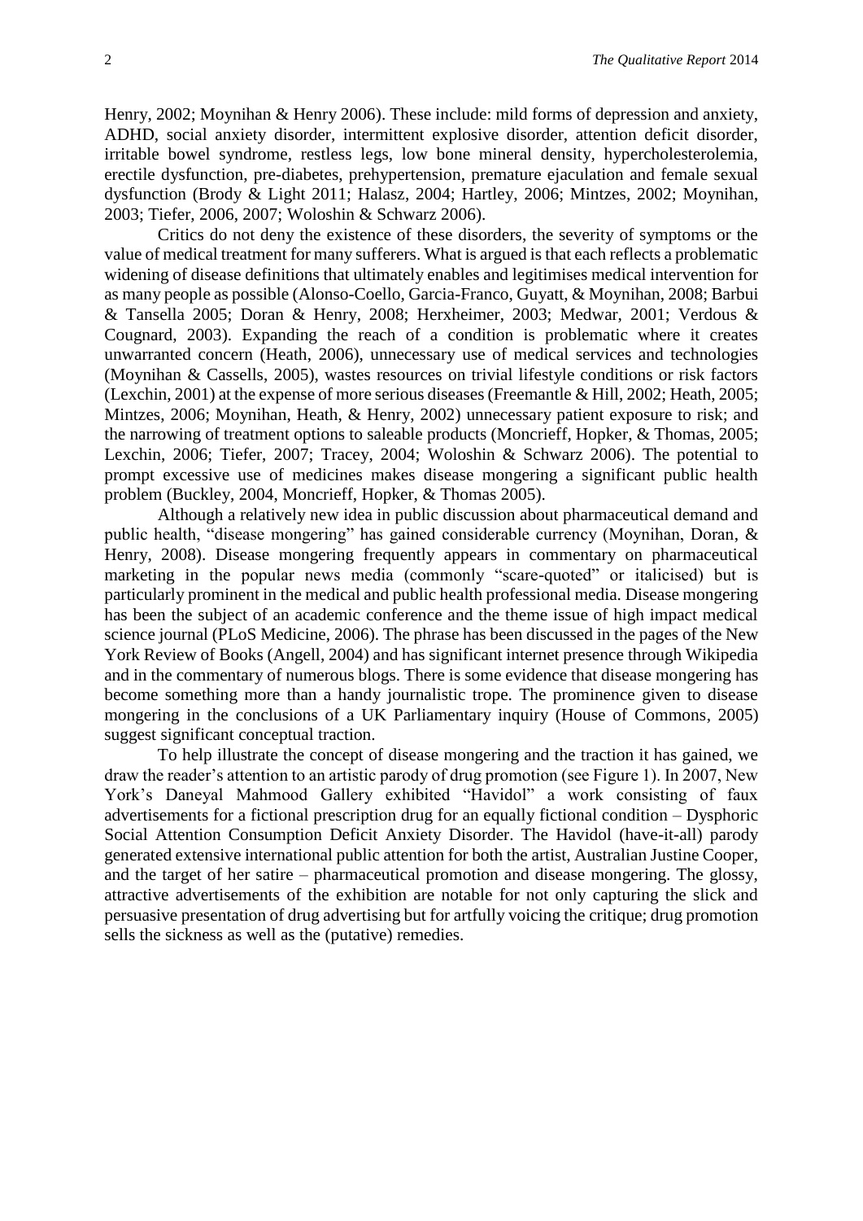Henry, 2002; Moynihan & Henry 2006). These include: mild forms of depression and anxiety, ADHD, social anxiety disorder, intermittent explosive disorder, attention deficit disorder, irritable bowel syndrome, restless legs, low bone mineral density, hypercholesterolemia, erectile dysfunction, pre-diabetes, prehypertension, premature ejaculation and female sexual dysfunction (Brody & Light 2011; Halasz, 2004; Hartley, 2006; Mintzes, 2002; Moynihan, 2003; Tiefer, 2006, 2007; Woloshin & Schwarz 2006).

Critics do not deny the existence of these disorders, the severity of symptoms or the value of medical treatment for many sufferers. What is argued is that each reflects a problematic widening of disease definitions that ultimately enables and legitimises medical intervention for as many people as possible (Alonso-Coello, Garcia-Franco, Guyatt, & Moynihan, 2008; Barbui & Tansella 2005; Doran & Henry, 2008; Herxheimer, 2003; Medwar, 2001; Verdous & Cougnard, 2003). Expanding the reach of a condition is problematic where it creates unwarranted concern (Heath, 2006), unnecessary use of medical services and technologies (Moynihan & Cassells, 2005), wastes resources on trivial lifestyle conditions or risk factors (Lexchin, 2001) at the expense of more serious diseases (Freemantle & Hill, 2002; Heath, 2005; Mintzes, 2006; Moynihan, Heath, & Henry, 2002) unnecessary patient exposure to risk; and the narrowing of treatment options to saleable products (Moncrieff, Hopker, & Thomas, 2005; Lexchin, 2006; Tiefer, 2007; Tracey, 2004; Woloshin & Schwarz 2006). The potential to prompt excessive use of medicines makes disease mongering a significant public health problem (Buckley, 2004, Moncrieff, Hopker, & Thomas 2005).

Although a relatively new idea in public discussion about pharmaceutical demand and public health, "disease mongering" has gained considerable currency (Moynihan, Doran, & Henry, 2008). Disease mongering frequently appears in commentary on pharmaceutical marketing in the popular news media (commonly "scare-quoted" or italicised) but is particularly prominent in the medical and public health professional media. Disease mongering has been the subject of an academic conference and the theme issue of high impact medical science journal (PLoS Medicine, 2006). The phrase has been discussed in the pages of the New York Review of Books (Angell, 2004) and has significant internet presence through Wikipedia and in the commentary of numerous blogs. There is some evidence that disease mongering has become something more than a handy journalistic trope. The prominence given to disease mongering in the conclusions of a UK Parliamentary inquiry (House of Commons, 2005) suggest significant conceptual traction.

To help illustrate the concept of disease mongering and the traction it has gained, we draw the reader's attention to an artistic parody of drug promotion (see Figure 1). In 2007, New York's Daneyal Mahmood Gallery exhibited "Havidol" a work consisting of faux advertisements for a fictional prescription drug for an equally fictional condition – Dysphoric Social Attention Consumption Deficit Anxiety Disorder. The Havidol (have-it-all) parody generated extensive international public attention for both the artist, Australian Justine Cooper, and the target of her satire – pharmaceutical promotion and disease mongering. The glossy, attractive advertisements of the exhibition are notable for not only capturing the slick and persuasive presentation of drug advertising but for artfully voicing the critique; drug promotion sells the sickness as well as the (putative) remedies.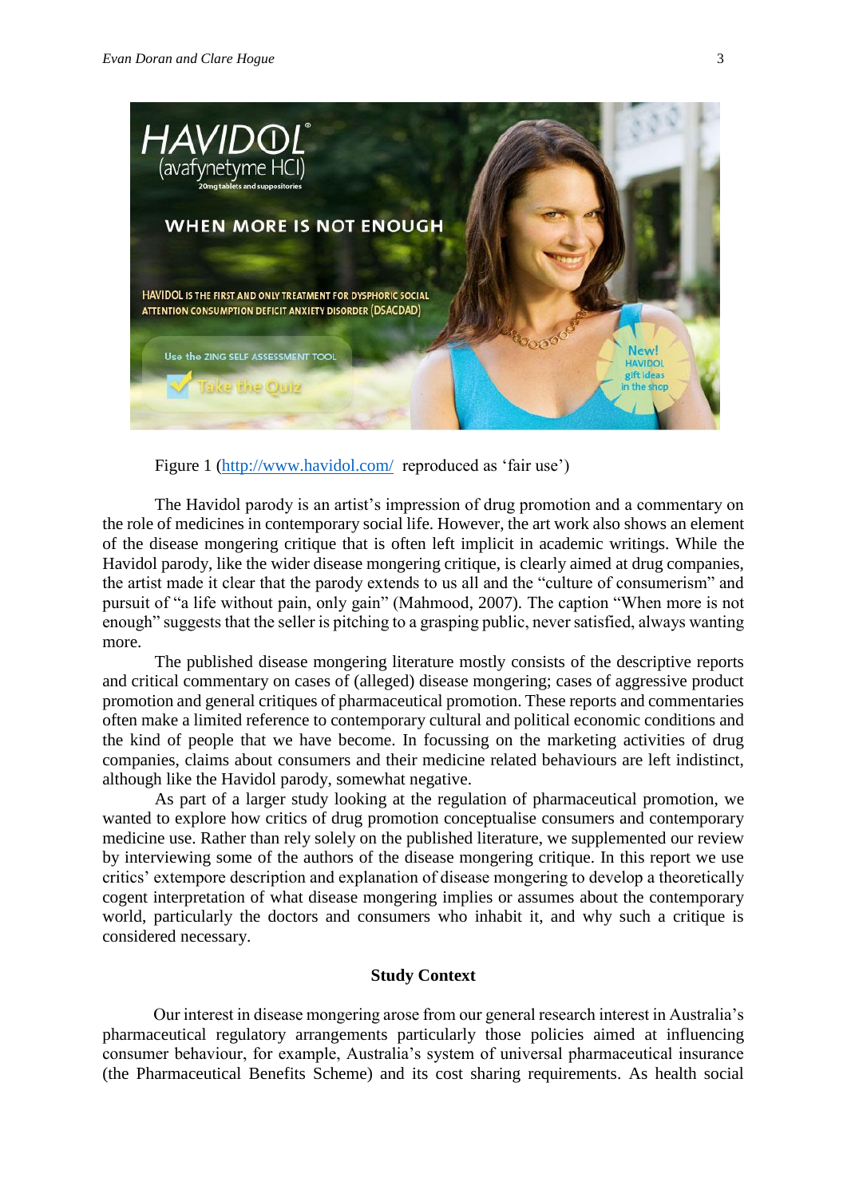Figure 1 (http://www.havidol.com/ reproduced as 'fair use')

The Havidol parody is an artist's impression of drug promotion and a commentary on the role of medicines in contemporary social life. However, the art work also shows an element of the disease mongering critique that is often left implicit in academic writings. While the Havidol parody, like the wider disease mongering critique, is clearly aimed at drug companies, the artist made it clear that the parody extends to us all and the "culture of consumerism" and pursuit of "a life without pain, only gain" (Mahmood, 2007). The caption "When more is not enough" suggests that the seller is pitching to a grasping public, never satisfied, always wanting more.

The published disease mongering literature mostly consists of the descriptive reports and critical commentary on cases of (alleged) disease mongering; cases of aggressive product promotion and general critiques of pharmaceutical promotion. These reports and commentaries often make a limited reference to contemporary cultural and political economic conditions and the kind of people that we have become. In focussing on the marketing activities of drug companies, claims about consumers and their medicine related behaviours are left indistinct, although like the Havidol parody, somewhat negative.

As part of a larger study looking at the regulation of pharmaceutical promotion, we wanted to explore how critics of drug promotion conceptualise consumers and contemporary medicine use. Rather than rely solely on the published literature, we supplemented our review by interviewing some of the authors of the disease mongering critique. In this report we use critics' extempore description and explanation of disease mongering to develop a theoretically cogent interpretation of what disease mongering implies or assumes about the contemporary world, particularly the doctors and consumers who inhabit it, and why such a critique is considered necessary.

## Study Context

Our interest in disease mongering arose from our general research interest in Australia's pharmaceutical regulatory arrangements particularly those policies aimed at influencing consumer behaviour, for example, Australia's system of universal pharmaceutical insurance (the Pharmaceutical Benefits Scheme) and its cost sharing requirements. As health social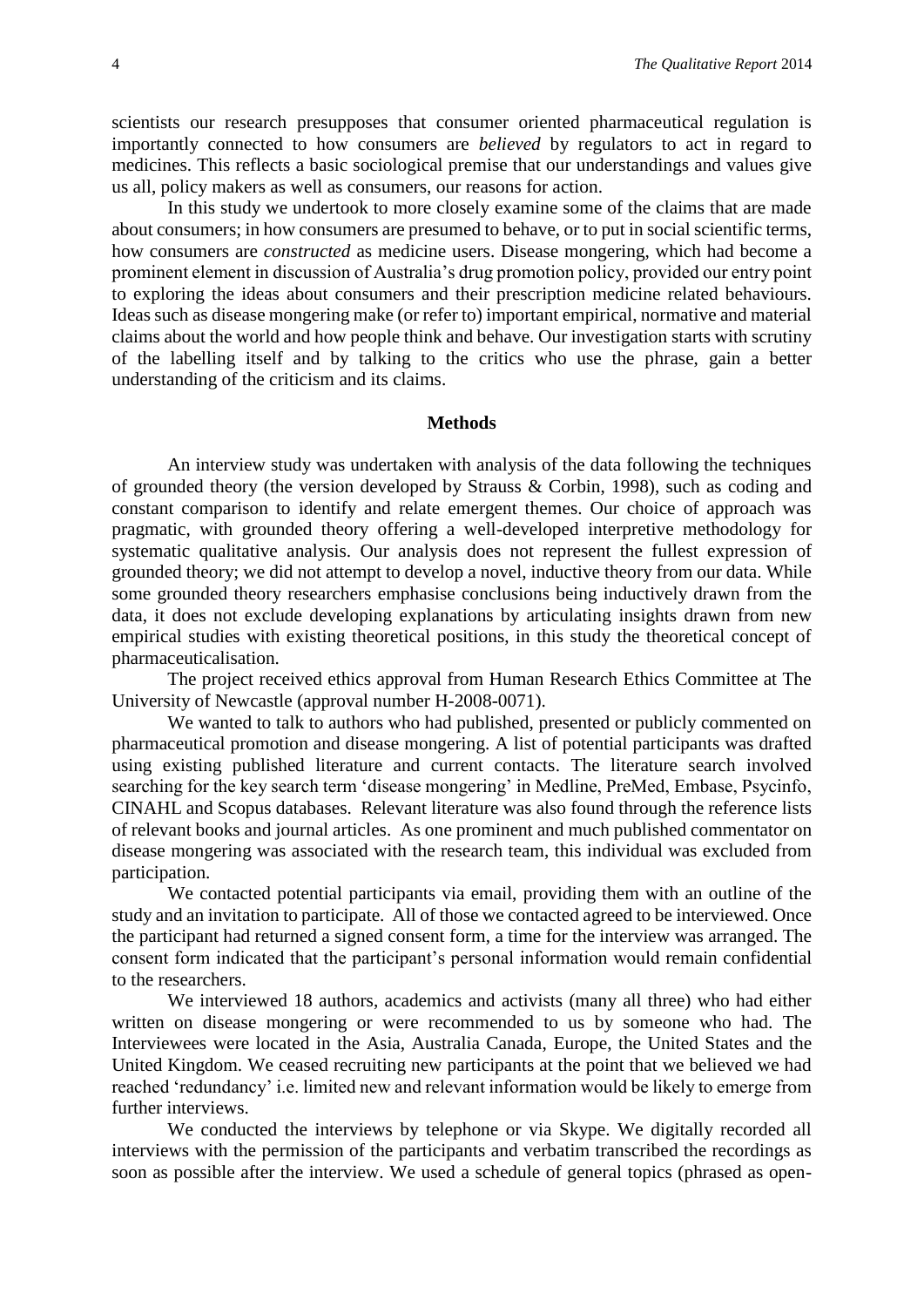scientists our research presupposes that consumer oriented pharmaceutical regulation is importantly connected to how consumers are *believed* by regulators to act in regard to medicines. This reflects a basic sociological premise that our understandings and values give us all, policy makers as well as consumers, our reasons for action.

In this study we undertook to more closely examine some of the claims that are made about consumers; in how consumers are presumed to behave, or to put in social scientific terms, how consumers are *constructed* as medicine users. Disease mongering, which had become a prominent element in discussion of Australia's drug promotion policy, provided our entry point to exploring the ideas about consumers and their prescription medicine related behaviours. Ideas such as disease mongering make (or refer to) important empirical, normative and material claims about the world and how people think and behave. Our investigation starts with scrutiny of the labelling itself and by talking to the critics who use the phrase, gain a better understanding of the criticism and its claims.

## Methods

An interview study was undertaken with analysis of the data following the techniques of grounded theory (the version developed by Strauss & Corbin, 1998), such as coding and constant comparison to identify and relate emergent themes. Our choice of approach was pragmatic, with grounded theory offering a well-developed interpretive methodology for systematic qualitative analysis. Our analysis does not represent the fullest expression of grounded theory; we did not attempt to develop a novel, inductive theory from our data. While some grounded theory researchers emphasise conclusions being inductively drawn from the data, it does not exclude developing explanations by articulating insights drawn from new empirical studies with existing theoretical positions, in this study the theoretical concept of pharmaceuticalisation.

The project received ethics approval from Human Research Ethics Committee at The University of Newcastle (approval number H-2008-0071).

We wanted to talk to authors who had published, presented or publicly commented on pharmaceutical promotion and disease mongering. A list of potential participants was drafted using existing published literature and current contacts. The literature search involved searching for the key search term 'disease mongering' in Medline, PreMed, Embase, Psycinfo, CINAHL and Scopus databases. Relevant literature was also found through the reference lists of relevant books and journal articles. As one prominent and much published commentator on disease mongering was associated with the research team, this individual was excluded from participation.

We contacted potential participants via email, providing them with an outline of the study and an invitation to participate. All of those we contacted agreed to be interviewed. Once the participant had returned a signed consent form, a time for the interview was arranged. The consent form indicated that the participant's personal information would remain confidential to the researchers.

We interviewed 18 authors, academics and activists (many all three) who had either written on disease mongering or were recommended to us by someone who had. The Interviewees were located in the Asia, Australia Canada, Europe, the United States and the United Kingdom. We ceased recruiting new participants at the point that we believed we had reached 'redundancy' i.e. limited new and relevant information would be likely to emerge from further interviews.

We conducted the interviews by telephone or via Skype. We digitally recorded all interviews with the permission of the participants and verbatim transcribed the recordings as soon as possible after the interview. We used a schedule of general topics (phrased as open-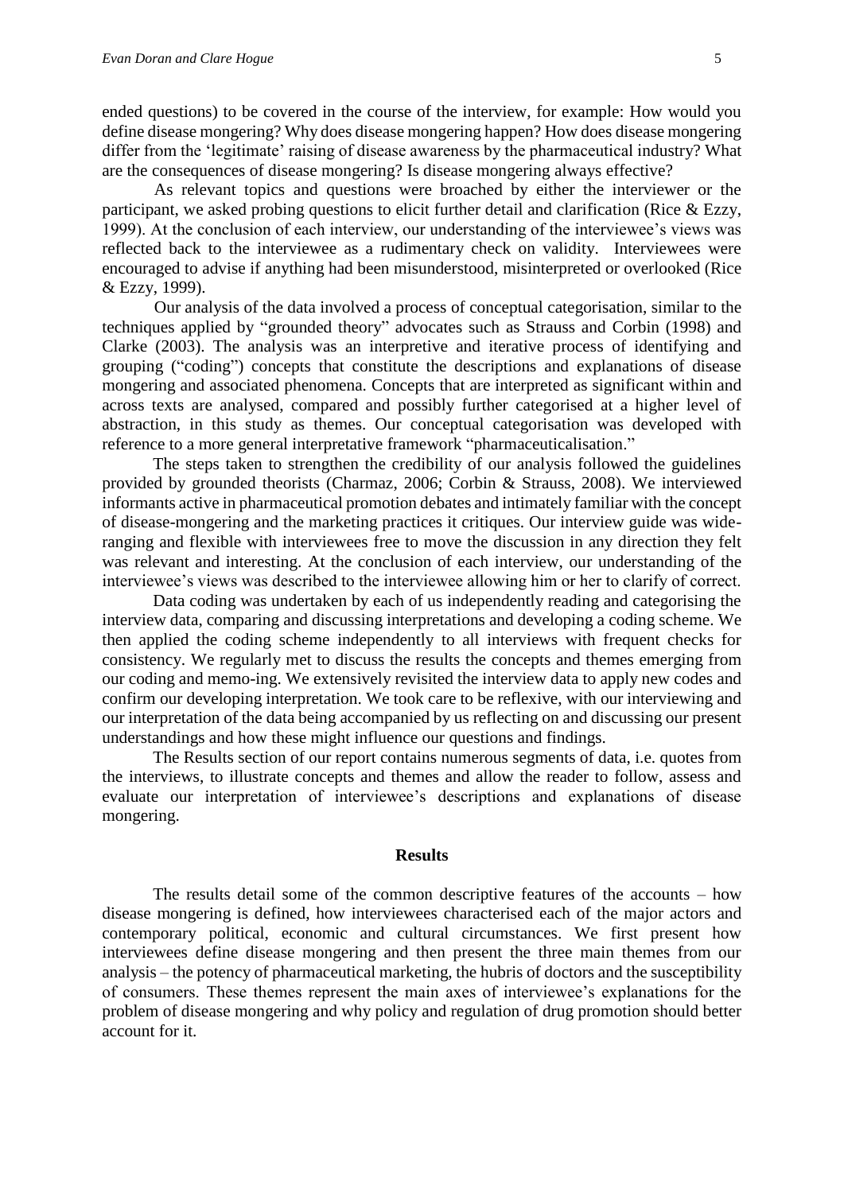ended questions) to be covered in the course of the interview, for example: How would you define disease mongering? Why does disease mongering happen? How does disease mongering differ from the 'legitimate' raising of disease awareness by the pharmaceutical industry? What are the consequences of disease mongering? Is disease mongering always effective?

As relevant topics and questions were broached by either the interviewer or the participant, we asked probing questions to elicit further detail and clarification (Rice & Ezzy, 1999). At the conclusion of each interview, our understanding of the interviewee's views was reflected back to the interviewee as a rudimentary check on validity. Interviewees were encouraged to advise if anything had been misunderstood, misinterpreted or overlooked (Rice & Ezzy, 1999).

Our analysis of the data involved a process of conceptual categorisation, similar to the techniques applied by "grounded theory" advocates such as Strauss and Corbin (1998) and Clarke (2003). The analysis was an interpretive and iterative process of identifying and grouping ("coding") concepts that constitute the descriptions and explanations of disease mongering and associated phenomena. Concepts that are interpreted as significant within and across texts are analysed, compared and possibly further categorised at a higher level of abstraction, in this study as themes. Our conceptual categorisation was developed with reference to a more general interpretative framework "pharmaceuticalisation."

The steps taken to strengthen the credibility of our analysis followed the guidelines provided by grounded theorists (Charmaz, 2006; Corbin & Strauss, 2008). We interviewed informants active in pharmaceutical promotion debates and intimately familiar with the concept of disease-mongering and the marketing practices it critiques. Our interview guide was wide-ranging and flexible with interviewees free to move the discussion in any direction they felt was relevant and interesting. At the conclusion of each interview, our understanding of the interviewee's views was described to the interviewee allowing him or her to clarify of correct.

Data coding was undertaken by each of us independently reading and categorising the interview data, comparing and discussing interpretations and developing a coding scheme. We then applied the coding scheme independently to all interviews with frequent checks for consistency. We regularly met to discuss the results the concepts and themes emerging from our coding and memo-ing. We extensively revisited the interview data to apply new codes and confirm our developing interpretation. We took care to be reflexive, with our interviewing and our interpretation of the data being accompanied by us reflecting on and discussing our present understandings and how these might influence our questions and findings.

The Results section of our report contains numerous segments of data, i.e. quotes from the interviews, to illustrate concepts and themes and allow the reader to follow, assess and evaluate our interpretation of interviewee's descriptions and explanations of disease mongering.

## Results

The results detail some of the common descriptive features of the accounts – how disease mongering is defined, how interviewees characterised each of the major actors and contemporary political, economic and cultural circumstances. We first present how interviewees define disease mongering and then present the three main themes from our analysis – the potency of pharmaceutical marketing, the hubris of doctors and the susceptibility of consumers. These themes represent the main axes of interviewee's explanations for the problem of disease mongering and why policy and regulation of drug promotion should better account for it.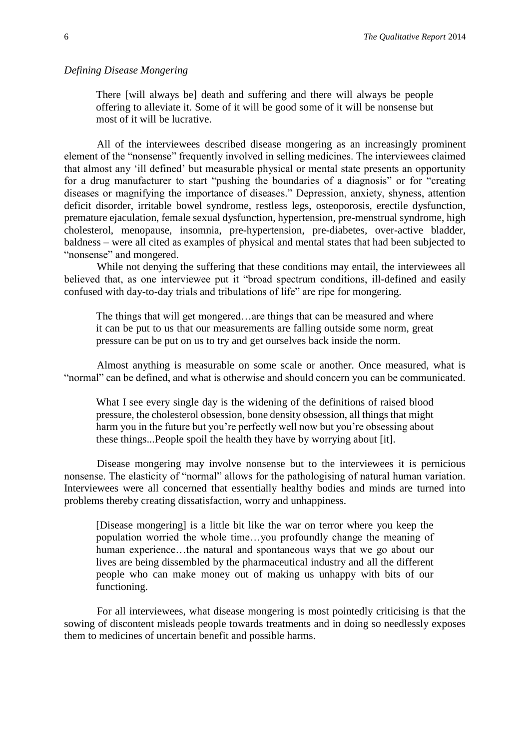*Defining Disease Mongering*

> There [will always be] death and suffering and there will always be people offering to alleviate it. Some of it will be good some of it will be nonsense but most of it will be lucrative.

All of the interviewees described disease mongering as an increasingly prominent element of the "nonsense" frequently involved in selling medicines. The interviewees claimed that almost any 'ill defined' but measurable physical or mental state presents an opportunity for a drug manufacturer to start "pushing the boundaries of a diagnosis" or for "creating diseases or magnifying the importance of diseases." Depression, anxiety, shyness, attention deficit disorder, irritable bowel syndrome, restless legs, osteoporosis, erectile dysfunction, premature ejaculation, female sexual dysfunction, hypertension, pre-menstrual syndrome, high cholesterol, menopause, insomnia, pre-hypertension, pre-diabetes, over-active bladder, baldness – were all cited as examples of physical and mental states that had been subjected to "nonsense" and mongered.

While not denying the suffering that these conditions may entail, the interviewees all believed that, as one interviewee put it "broad spectrum conditions, ill-defined and easily confused with day-to-day trials and tribulations of life" are ripe for mongering.

> The things that will get mongered…are things that can be measured and where it can be put to us that our measurements are falling outside some norm, great pressure can be put on us to try and get ourselves back inside the norm.

Almost anything is measurable on some scale or another. Once measured, what is "normal" can be defined, and what is otherwise and should concern you can be communicated.

> What I see every single day is the widening of the definitions of raised blood pressure, the cholesterol obsession, bone density obsession, all things that might harm you in the future but you're perfectly well now but you're obsessing about these things...People spoil the health they have by worrying about [it].

Disease mongering may involve nonsense but to the interviewees it is pernicious nonsense. The elasticity of "normal" allows for the pathologising of natural human variation. Interviewees were all concerned that essentially healthy bodies and minds are turned into problems thereby creating dissatisfaction, worry and unhappiness.

> [Disease mongering] is a little bit like the war on terror where you keep the population worried the whole time…you profoundly change the meaning of human experience…the natural and spontaneous ways that we go about our lives are being dissembled by the pharmaceutical industry and all the different people who can make money out of making us unhappy with bits of our functioning.

For all interviewees, what disease mongering is most pointedly criticising is that the sowing of discontent misleads people towards treatments and in doing so needlessly exposes them to medicines of uncertain benefit and possible harms.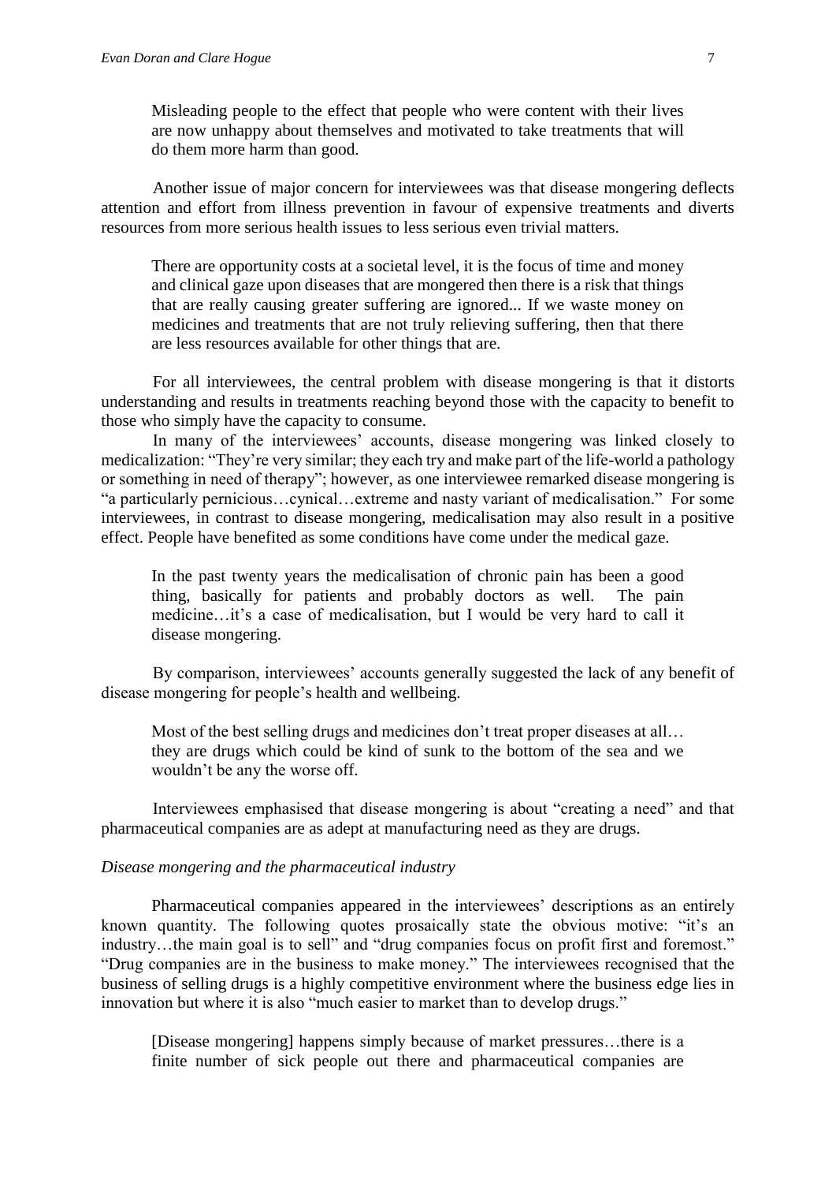> Misleading people to the effect that people who were content with their lives are now unhappy about themselves and motivated to take treatments that will do them more harm than good.

Another issue of major concern for interviewees was that disease mongering deflects attention and effort from illness prevention in favour of expensive treatments and diverts resources from more serious health issues to less serious even trivial matters.

> There are opportunity costs at a societal level, it is the focus of time and money and clinical gaze upon diseases that are mongered then there is a risk that things that are really causing greater suffering are ignored... If we waste money on medicines and treatments that are not truly relieving suffering, then that there are less resources available for other things that are.

For all interviewees, the central problem with disease mongering is that it distorts understanding and results in treatments reaching beyond those with the capacity to benefit to those who simply have the capacity to consume.

In many of the interviewees' accounts, disease mongering was linked closely to medicalization: "They're very similar; they each try and make part of the life-world a pathology or something in need of therapy"; however, as one interviewee remarked disease mongering is "a particularly pernicious…cynical…extreme and nasty variant of medicalisation." For some interviewees, in contrast to disease mongering, medicalisation may also result in a positive effect. People have benefited as some conditions have come under the medical gaze.

> In the past twenty years the medicalisation of chronic pain has been a good thing, basically for patients and probably doctors as well. The pain medicine…it's a case of medicalisation, but I would be very hard to call it disease mongering.

By comparison, interviewees' accounts generally suggested the lack of any benefit of disease mongering for people's health and wellbeing.

> Most of the best selling drugs and medicines don't treat proper diseases at all… they are drugs which could be kind of sunk to the bottom of the sea and we wouldn't be any the worse off.

Interviewees emphasised that disease mongering is about "creating a need" and that pharmaceutical companies are as adept at manufacturing need as they are drugs.

*Disease mongering and the pharmaceutical industry*

Pharmaceutical companies appeared in the interviewees' descriptions as an entirely known quantity. The following quotes prosaically state the obvious motive: "it's an industry…the main goal is to sell" and "drug companies focus on profit first and foremost." "Drug companies are in the business to make money." The interviewees recognised that the business of selling drugs is a highly competitive environment where the business edge lies in innovation but where it is also "much easier to market than to develop drugs."

> [Disease mongering] happens simply because of market pressures…there is a finite number of sick people out there and pharmaceutical companies are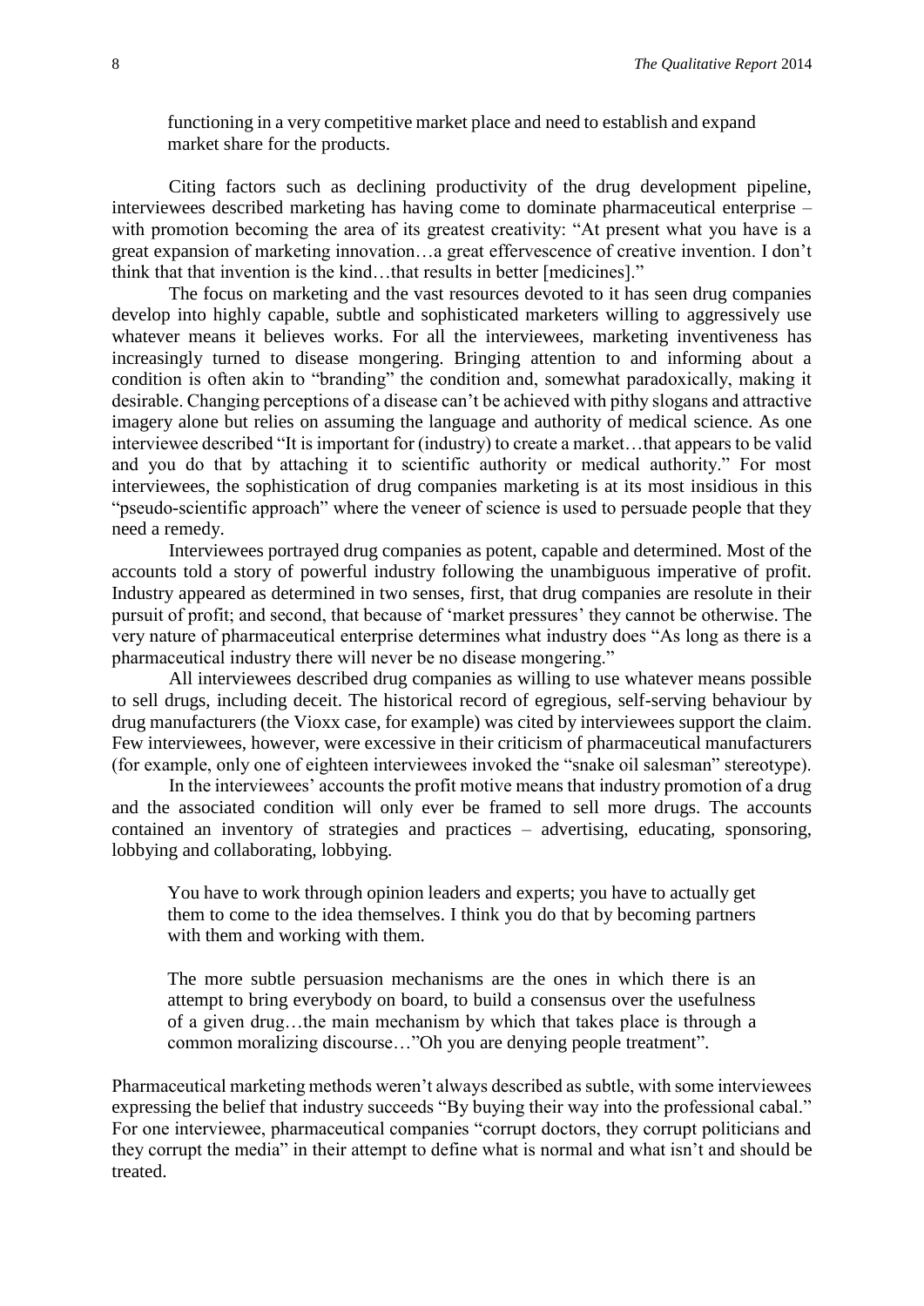> functioning in a very competitive market place and need to establish and expand market share for the products.

Citing factors such as declining productivity of the drug development pipeline, interviewees described marketing has having come to dominate pharmaceutical enterprise – with promotion becoming the area of its greatest creativity: "At present what you have is a great expansion of marketing innovation…a great effervescence of creative invention. I don't think that that invention is the kind…that results in better [medicines]."

The focus on marketing and the vast resources devoted to it has seen drug companies develop into highly capable, subtle and sophisticated marketers willing to aggressively use whatever means it believes works. For all the interviewees, marketing inventiveness has increasingly turned to disease mongering. Bringing attention to and informing about a condition is often akin to "branding" the condition and, somewhat paradoxically, making it desirable. Changing perceptions of a disease can't be achieved with pithy slogans and attractive imagery alone but relies on assuming the language and authority of medical science. As one interviewee described "It is important for (industry) to create a market…that appears to be valid and you do that by attaching it to scientific authority or medical authority." For most interviewees, the sophistication of drug companies marketing is at its most insidious in this "pseudo-scientific approach" where the veneer of science is used to persuade people that they need a remedy.

Interviewees portrayed drug companies as potent, capable and determined. Most of the accounts told a story of powerful industry following the unambiguous imperative of profit. Industry appeared as determined in two senses, first, that drug companies are resolute in their pursuit of profit; and second, that because of 'market pressures' they cannot be otherwise. The very nature of pharmaceutical enterprise determines what industry does "As long as there is a pharmaceutical industry there will never be no disease mongering."

All interviewees described drug companies as willing to use whatever means possible to sell drugs, including deceit. The historical record of egregious, self-serving behaviour by drug manufacturers (the Vioxx case, for example) was cited by interviewees support the claim. Few interviewees, however, were excessive in their criticism of pharmaceutical manufacturers (for example, only one of eighteen interviewees invoked the "snake oil salesman" stereotype).

In the interviewees' accounts the profit motive means that industry promotion of a drug and the associated condition will only ever be framed to sell more drugs. The accounts contained an inventory of strategies and practices – advertising, educating, sponsoring, lobbying and collaborating, lobbying.

> You have to work through opinion leaders and experts; you have to actually get them to come to the idea themselves. I think you do that by becoming partners with them and working with them.
>
> The more subtle persuasion mechanisms are the ones in which there is an attempt to bring everybody on board, to build a consensus over the usefulness of a given drug…the main mechanism by which that takes place is through a common moralizing discourse…"Oh you are denying people treatment".

Pharmaceutical marketing methods weren't always described as subtle, with some interviewees expressing the belief that industry succeeds "By buying their way into the professional cabal." For one interviewee, pharmaceutical companies "corrupt doctors, they corrupt politicians and they corrupt the media" in their attempt to define what is normal and what isn't and should be treated.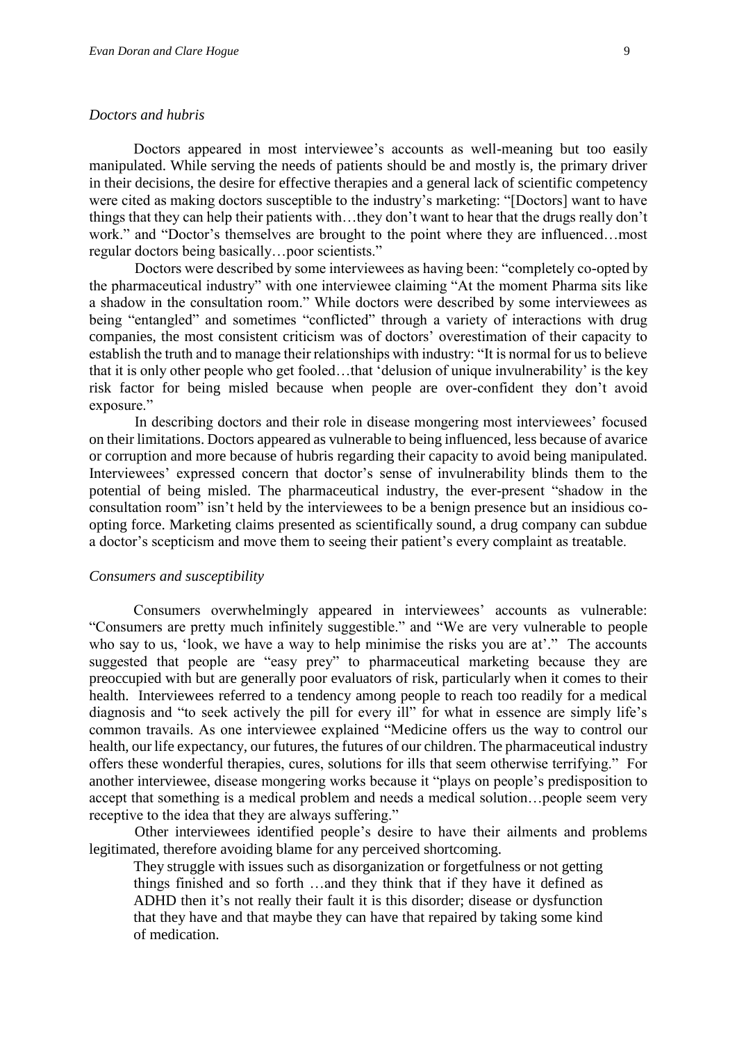### *Doctors and hubris*

Doctors appeared in most interviewee's accounts as well-meaning but too easily manipulated. While serving the needs of patients should be and mostly is, the primary driver in their decisions, the desire for effective therapies and a general lack of scientific competency were cited as making doctors susceptible to the industry's marketing: "[Doctors] want to have things that they can help their patients with…they don't want to hear that the drugs really don't work." and "Doctor's themselves are brought to the point where they are influenced…most regular doctors being basically…poor scientists."

Doctors were described by some interviewees as having been: "completely co-opted by the pharmaceutical industry" with one interviewee claiming "At the moment Pharma sits like a shadow in the consultation room." While doctors were described by some interviewees as being "entangled" and sometimes "conflicted" through a variety of interactions with drug companies, the most consistent criticism was of doctors' overestimation of their capacity to establish the truth and to manage their relationships with industry: "It is normal for us to believe that it is only other people who get fooled…that 'delusion of unique invulnerability' is the key risk factor for being misled because when people are over-confident they don't avoid exposure."

In describing doctors and their role in disease mongering most interviewees' focused on their limitations. Doctors appeared as vulnerable to being influenced, less because of avarice or corruption and more because of hubris regarding their capacity to avoid being manipulated. Interviewees' expressed concern that doctor's sense of invulnerability blinds them to the potential of being misled. The pharmaceutical industry, the ever-present "shadow in the consultation room" isn't held by the interviewees to be a benign presence but an insidious co-opting force. Marketing claims presented as scientifically sound, a drug company can subdue a doctor's scepticism and move them to seeing their patient's every complaint as treatable.

### *Consumers and susceptibility*

Consumers overwhelmingly appeared in interviewees' accounts as vulnerable: "Consumers are pretty much infinitely suggestible." and "We are very vulnerable to people who say to us, 'look, we have a way to help minimise the risks you are at'." The accounts suggested that people are "easy prey" to pharmaceutical marketing because they are preoccupied with but are generally poor evaluators of risk, particularly when it comes to their health. Interviewees referred to a tendency among people to reach too readily for a medical diagnosis and "to seek actively the pill for every ill" for what in essence are simply life's common travails. As one interviewee explained "Medicine offers us the way to control our health, our life expectancy, our futures, the futures of our children. The pharmaceutical industry offers these wonderful therapies, cures, solutions for ills that seem otherwise terrifying." For another interviewee, disease mongering works because it "plays on people's predisposition to accept that something is a medical problem and needs a medical solution…people seem very receptive to the idea that they are always suffering."

Other interviewees identified people's desire to have their ailments and problems legitimated, therefore avoiding blame for any perceived shortcoming.

> They struggle with issues such as disorganization or forgetfulness or not getting things finished and so forth …and they think that if they have it defined as ADHD then it's not really their fault it is this disorder; disease or dysfunction that they have and that maybe they can have that repaired by taking some kind of medication.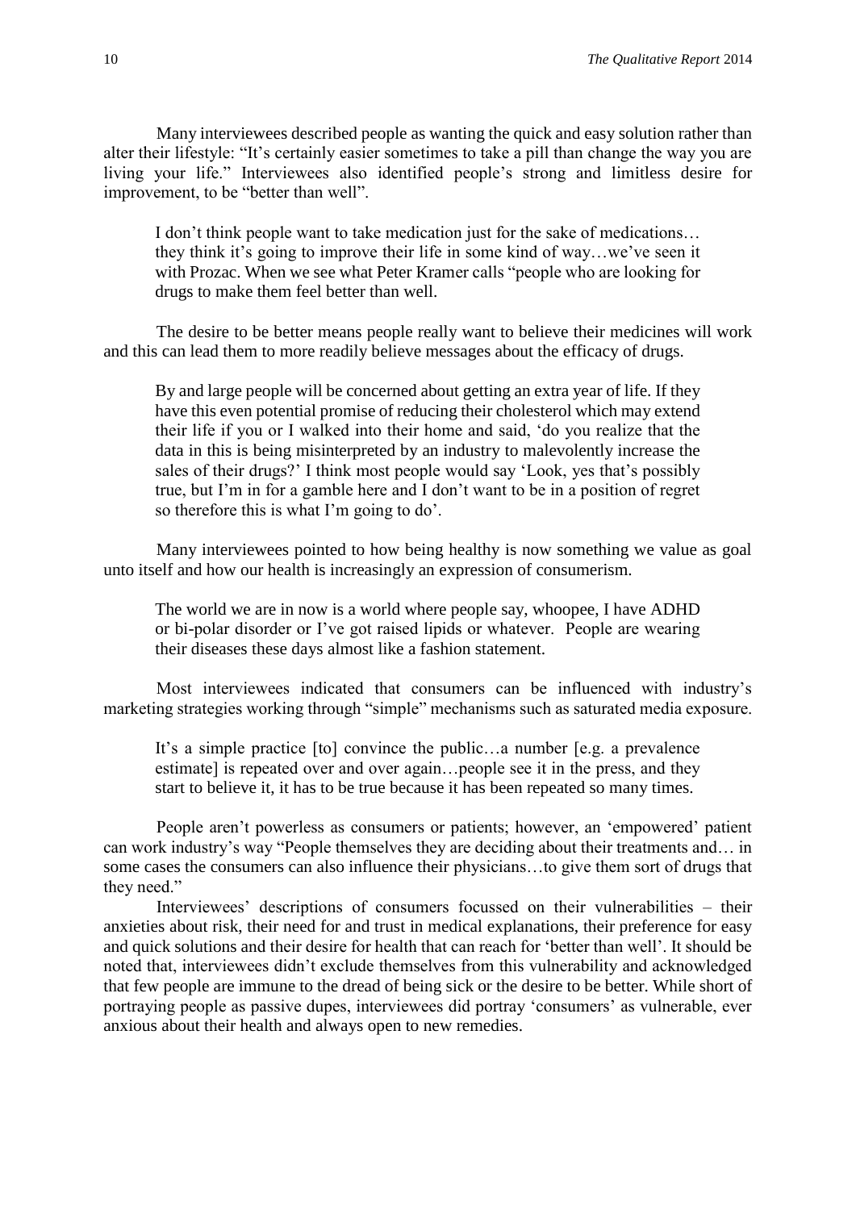Many interviewees described people as wanting the quick and easy solution rather than alter their lifestyle: "It's certainly easier sometimes to take a pill than change the way you are living your life." Interviewees also identified people's strong and limitless desire for improvement, to be "better than well".

> I don't think people want to take medication just for the sake of medications… they think it's going to improve their life in some kind of way…we've seen it with Prozac. When we see what Peter Kramer calls "people who are looking for drugs to make them feel better than well.

The desire to be better means people really want to believe their medicines will work and this can lead them to more readily believe messages about the efficacy of drugs.

> By and large people will be concerned about getting an extra year of life. If they have this even potential promise of reducing their cholesterol which may extend their life if you or I walked into their home and said, 'do you realize that the data in this is being misinterpreted by an industry to malevolently increase the sales of their drugs?' I think most people would say 'Look, yes that's possibly true, but I'm in for a gamble here and I don't want to be in a position of regret so therefore this is what I'm going to do'.

Many interviewees pointed to how being healthy is now something we value as goal unto itself and how our health is increasingly an expression of consumerism.

> The world we are in now is a world where people say, whoopee, I have ADHD or bi-polar disorder or I've got raised lipids or whatever. People are wearing their diseases these days almost like a fashion statement.

Most interviewees indicated that consumers can be influenced with industry's marketing strategies working through "simple" mechanisms such as saturated media exposure.

> It's a simple practice [to] convince the public…a number [e.g. a prevalence estimate] is repeated over and over again…people see it in the press, and they start to believe it, it has to be true because it has been repeated so many times.

People aren't powerless as consumers or patients; however, an 'empowered' patient can work industry's way "People themselves they are deciding about their treatments and… in some cases the consumers can also influence their physicians…to give them sort of drugs that they need."

Interviewees' descriptions of consumers focussed on their vulnerabilities – their anxieties about risk, their need for and trust in medical explanations, their preference for easy and quick solutions and their desire for health that can reach for 'better than well'. It should be noted that, interviewees didn't exclude themselves from this vulnerability and acknowledged that few people are immune to the dread of being sick or the desire to be better. While short of portraying people as passive dupes, interviewees did portray 'consumers' as vulnerable, ever anxious about their health and always open to new remedies.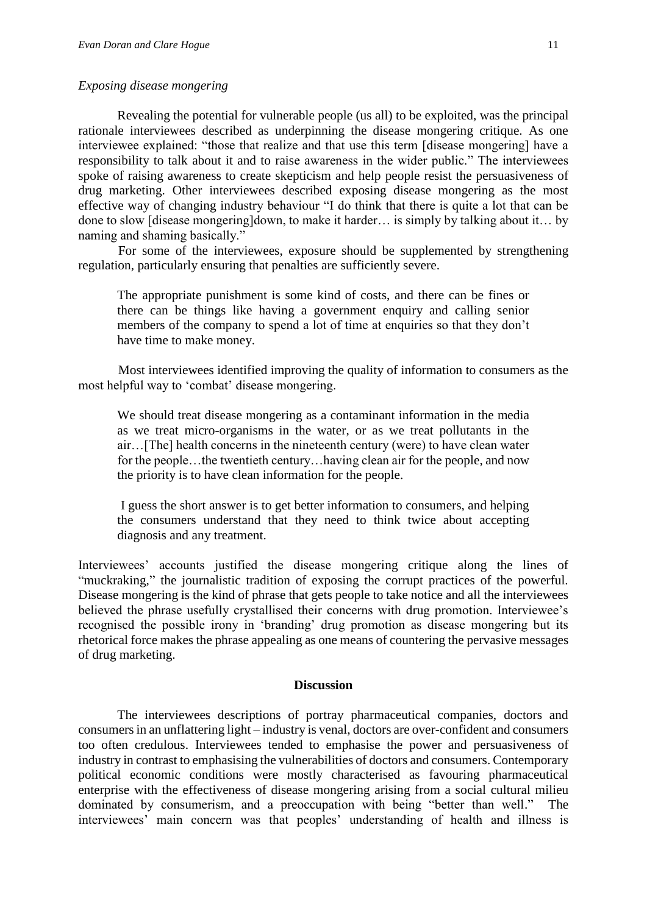*Exposing disease mongering*

Revealing the potential for vulnerable people (us all) to be exploited, was the principal rationale interviewees described as underpinning the disease mongering critique. As one interviewee explained: "those that realize and that use this term [disease mongering] have a responsibility to talk about it and to raise awareness in the wider public." The interviewees spoke of raising awareness to create skepticism and help people resist the persuasiveness of drug marketing. Other interviewees described exposing disease mongering as the most effective way of changing industry behaviour "I do think that there is quite a lot that can be done to slow [disease mongering]down, to make it harder… is simply by talking about it… by naming and shaming basically."

For some of the interviewees, exposure should be supplemented by strengthening regulation, particularly ensuring that penalties are sufficiently severe.

> The appropriate punishment is some kind of costs, and there can be fines or there can be things like having a government enquiry and calling senior members of the company to spend a lot of time at enquiries so that they don't have time to make money.

Most interviewees identified improving the quality of information to consumers as the most helpful way to 'combat' disease mongering.

> We should treat disease mongering as a contaminant information in the media as we treat micro-organisms in the water, or as we treat pollutants in the air…[The] health concerns in the nineteenth century (were) to have clean water for the people…the twentieth century…having clean air for the people, and now the priority is to have clean information for the people.

> I guess the short answer is to get better information to consumers, and helping the consumers understand that they need to think twice about accepting diagnosis and any treatment.

Interviewees' accounts justified the disease mongering critique along the lines of "muckraking," the journalistic tradition of exposing the corrupt practices of the powerful. Disease mongering is the kind of phrase that gets people to take notice and all the interviewees believed the phrase usefully crystallised their concerns with drug promotion. Interviewee's recognised the possible irony in 'branding' drug promotion as disease mongering but its rhetorical force makes the phrase appealing as one means of countering the pervasive messages of drug marketing.

## Discussion

The interviewees descriptions of portray pharmaceutical companies, doctors and consumers in an unflattering light – industry is venal, doctors are over-confident and consumers too often credulous. Interviewees tended to emphasise the power and persuasiveness of industry in contrast to emphasising the vulnerabilities of doctors and consumers. Contemporary political economic conditions were mostly characterised as favouring pharmaceutical enterprise with the effectiveness of disease mongering arising from a social cultural milieu dominated by consumerism, and a preoccupation with being "better than well." The interviewees' main concern was that peoples' understanding of health and illness is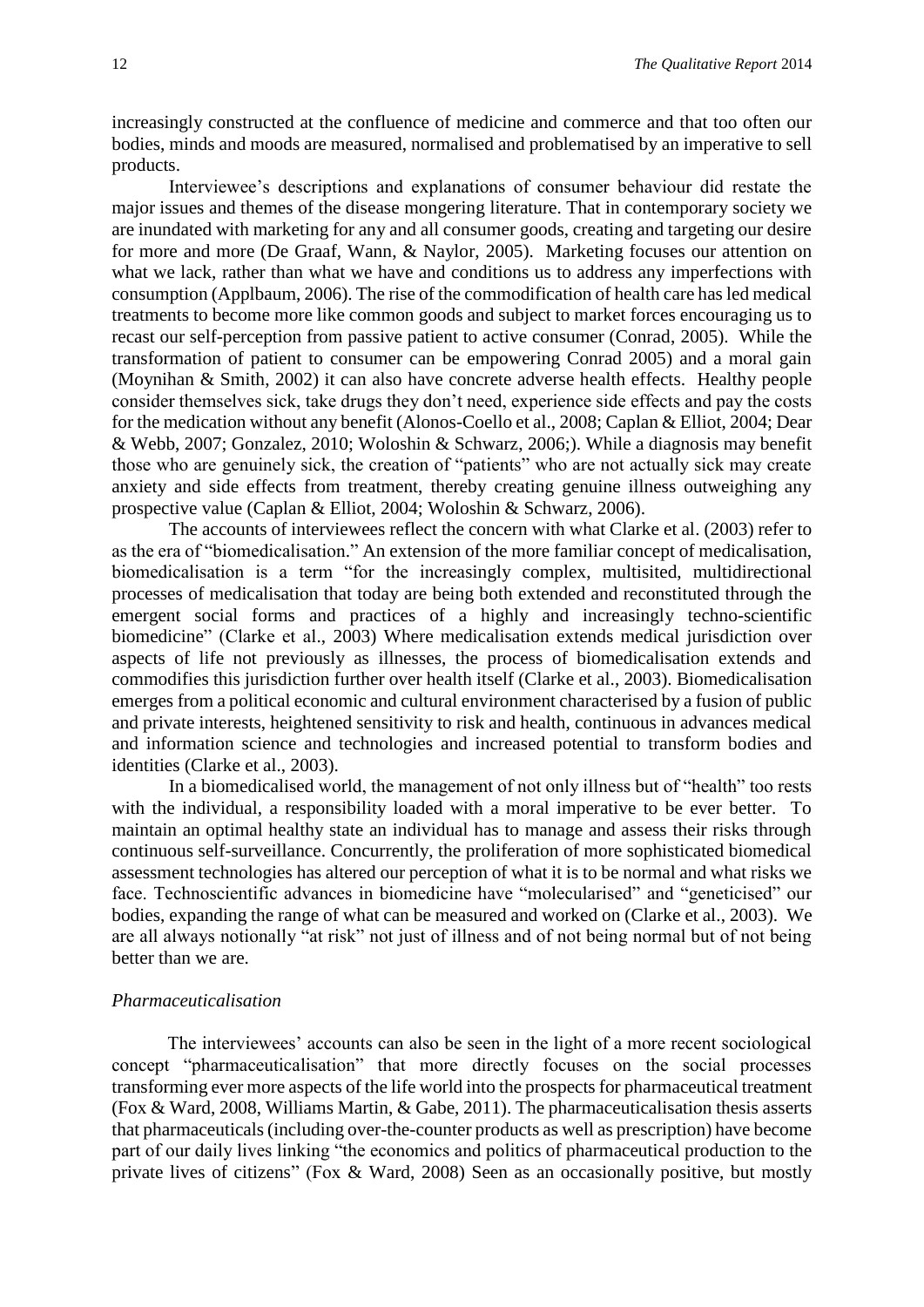increasingly constructed at the confluence of medicine and commerce and that too often our bodies, minds and moods are measured, normalised and problematised by an imperative to sell products.

Interviewee's descriptions and explanations of consumer behaviour did restate the major issues and themes of the disease mongering literature. That in contemporary society we are inundated with marketing for any and all consumer goods, creating and targeting our desire for more and more (De Graaf, Wann, & Naylor, 2005). Marketing focuses our attention on what we lack, rather than what we have and conditions us to address any imperfections with consumption (Applbaum, 2006). The rise of the commodification of health care has led medical treatments to become more like common goods and subject to market forces encouraging us to recast our self-perception from passive patient to active consumer (Conrad, 2005). While the transformation of patient to consumer can be empowering Conrad 2005) and a moral gain (Moynihan & Smith, 2002) it can also have concrete adverse health effects. Healthy people consider themselves sick, take drugs they don't need, experience side effects and pay the costs for the medication without any benefit (Alonos-Coello et al., 2008; Caplan & Elliot, 2004; Dear & Webb, 2007; Gonzalez, 2010; Woloshin & Schwarz, 2006;). While a diagnosis may benefit those who are genuinely sick, the creation of "patients" who are not actually sick may create anxiety and side effects from treatment, thereby creating genuine illness outweighing any prospective value (Caplan & Elliot, 2004; Woloshin & Schwarz, 2006).

The accounts of interviewees reflect the concern with what Clarke et al. (2003) refer to as the era of "biomedicalisation." An extension of the more familiar concept of medicalisation, biomedicalisation is a term "for the increasingly complex, multisited, multidirectional processes of medicalisation that today are being both extended and reconstituted through the emergent social forms and practices of a highly and increasingly techno-scientific biomedicine" (Clarke et al., 2003) Where medicalisation extends medical jurisdiction over aspects of life not previously as illnesses, the process of biomedicalisation extends and commodifies this jurisdiction further over health itself (Clarke et al., 2003). Biomedicalisation emerges from a political economic and cultural environment characterised by a fusion of public and private interests, heightened sensitivity to risk and health, continuous in advances medical and information science and technologies and increased potential to transform bodies and identities (Clarke et al., 2003).

In a biomedicalised world, the management of not only illness but of "health" too rests with the individual, a responsibility loaded with a moral imperative to be ever better. To maintain an optimal healthy state an individual has to manage and assess their risks through continuous self-surveillance. Concurrently, the proliferation of more sophisticated biomedical assessment technologies has altered our perception of what it is to be normal and what risks we face. Technoscientific advances in biomedicine have "molecularised" and "geneticised" our bodies, expanding the range of what can be measured and worked on (Clarke et al., 2003). We are all always notionally "at risk" not just of illness and of not being normal but of not being better than we are.

### *Pharmaceuticalisation*

The interviewees' accounts can also be seen in the light of a more recent sociological concept "pharmaceuticalisation" that more directly focuses on the social processes transforming ever more aspects of the life world into the prospects for pharmaceutical treatment (Fox & Ward, 2008, Williams Martin, & Gabe, 2011). The pharmaceuticalisation thesis asserts that pharmaceuticals (including over-the-counter products as well as prescription) have become part of our daily lives linking "the economics and politics of pharmaceutical production to the private lives of citizens" (Fox & Ward, 2008) Seen as an occasionally positive, but mostly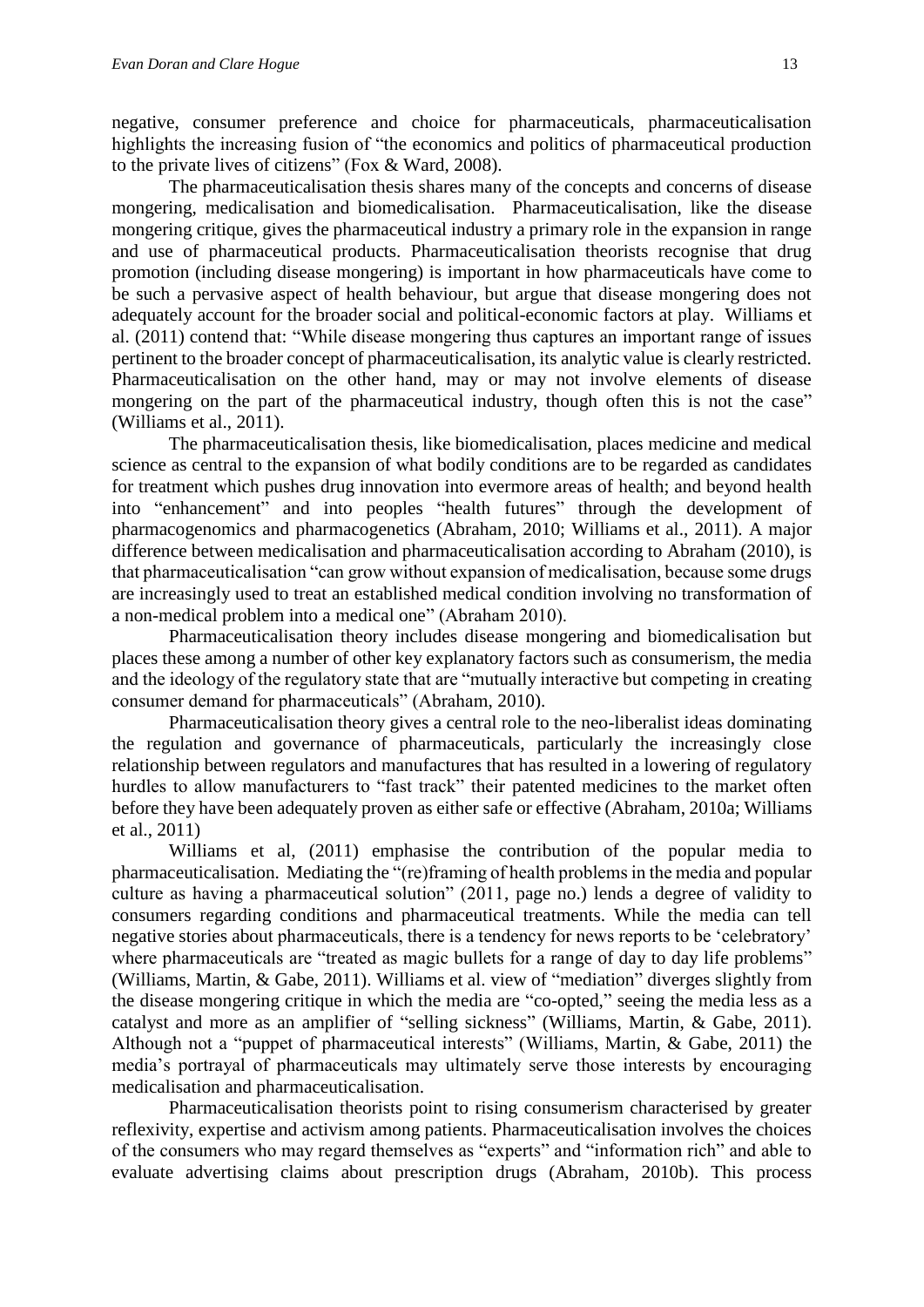negative, consumer preference and choice for pharmaceuticals, pharmaceuticalisation highlights the increasing fusion of "the economics and politics of pharmaceutical production to the private lives of citizens" (Fox & Ward, 2008).

The pharmaceuticalisation thesis shares many of the concepts and concerns of disease mongering, medicalisation and biomedicalisation. Pharmaceuticalisation, like the disease mongering critique, gives the pharmaceutical industry a primary role in the expansion in range and use of pharmaceutical products. Pharmaceuticalisation theorists recognise that drug promotion (including disease mongering) is important in how pharmaceuticals have come to be such a pervasive aspect of health behaviour, but argue that disease mongering does not adequately account for the broader social and political-economic factors at play. Williams et al. (2011) contend that: "While disease mongering thus captures an important range of issues pertinent to the broader concept of pharmaceuticalisation, its analytic value is clearly restricted. Pharmaceuticalisation on the other hand, may or may not involve elements of disease mongering on the part of the pharmaceutical industry, though often this is not the case" (Williams et al., 2011).

The pharmaceuticalisation thesis, like biomedicalisation, places medicine and medical science as central to the expansion of what bodily conditions are to be regarded as candidates for treatment which pushes drug innovation into evermore areas of health; and beyond health into "enhancement" and into peoples "health futures" through the development of pharmacogenomics and pharmacogenetics (Abraham, 2010; Williams et al., 2011). A major difference between medicalisation and pharmaceuticalisation according to Abraham (2010), is that pharmaceuticalisation "can grow without expansion of medicalisation, because some drugs are increasingly used to treat an established medical condition involving no transformation of a non-medical problem into a medical one" (Abraham 2010).

Pharmaceuticalisation theory includes disease mongering and biomedicalisation but places these among a number of other key explanatory factors such as consumerism, the media and the ideology of the regulatory state that are "mutually interactive but competing in creating consumer demand for pharmaceuticals" (Abraham, 2010).

Pharmaceuticalisation theory gives a central role to the neo-liberalist ideas dominating the regulation and governance of pharmaceuticals, particularly the increasingly close relationship between regulators and manufactures that has resulted in a lowering of regulatory hurdles to allow manufacturers to "fast track" their patented medicines to the market often before they have been adequately proven as either safe or effective (Abraham, 2010a; Williams et al., 2011)

Williams et al, (2011) emphasise the contribution of the popular media to pharmaceuticalisation. Mediating the "(re)framing of health problems in the media and popular culture as having a pharmaceutical solution" (2011, page no.) lends a degree of validity to consumers regarding conditions and pharmaceutical treatments. While the media can tell negative stories about pharmaceuticals, there is a tendency for news reports to be 'celebratory' where pharmaceuticals are "treated as magic bullets for a range of day to day life problems" (Williams, Martin, & Gabe, 2011). Williams et al. view of "mediation" diverges slightly from the disease mongering critique in which the media are "co-opted," seeing the media less as a catalyst and more as an amplifier of "selling sickness" (Williams, Martin, & Gabe, 2011). Although not a "puppet of pharmaceutical interests" (Williams, Martin, & Gabe, 2011) the media's portrayal of pharmaceuticals may ultimately serve those interests by encouraging medicalisation and pharmaceuticalisation.

Pharmaceuticalisation theorists point to rising consumerism characterised by greater reflexivity, expertise and activism among patients. Pharmaceuticalisation involves the choices of the consumers who may regard themselves as "experts" and "information rich" and able to evaluate advertising claims about prescription drugs (Abraham, 2010b). This process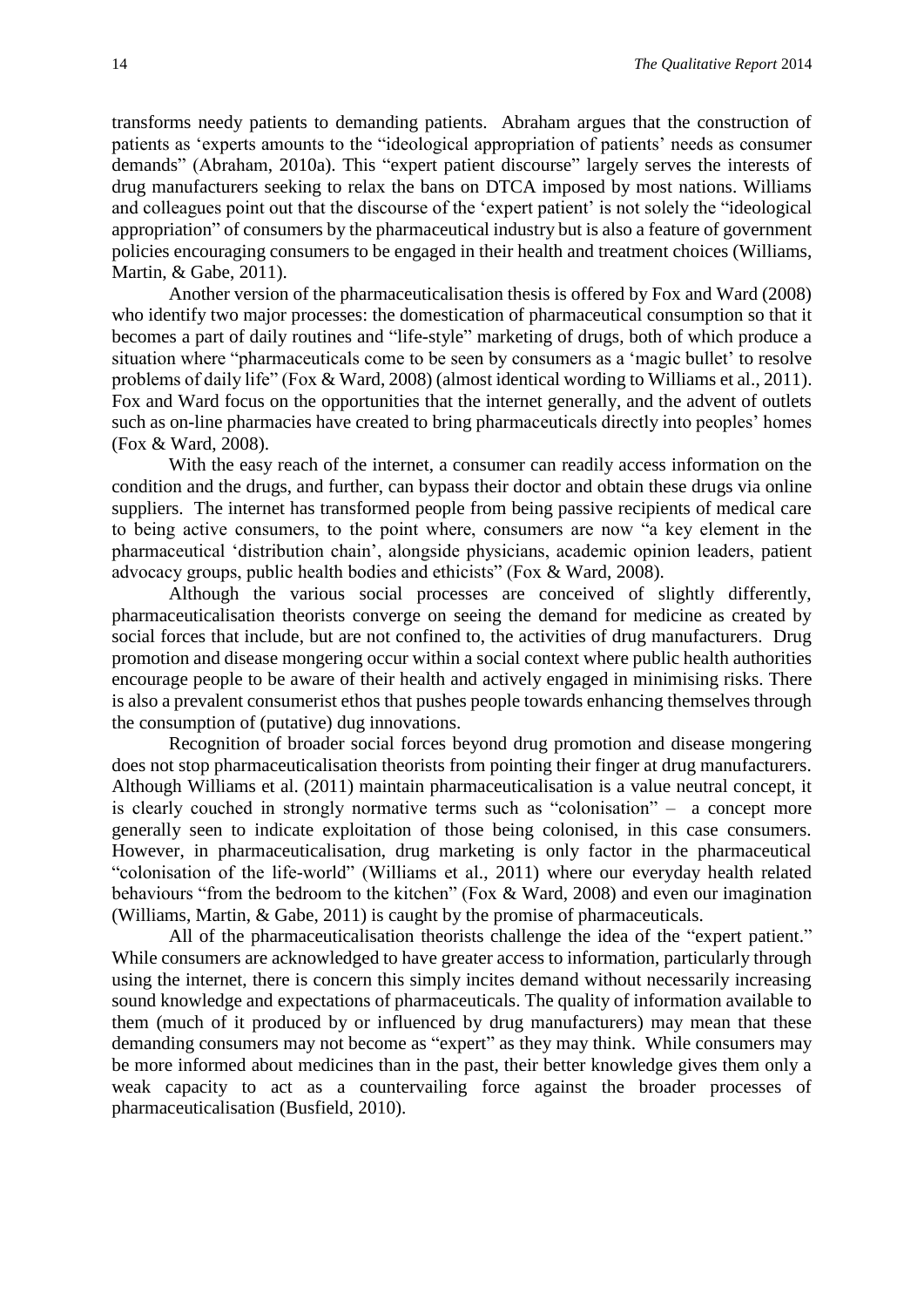transforms needy patients to demanding patients. Abraham argues that the construction of patients as 'experts amounts to the "ideological appropriation of patients' needs as consumer demands" (Abraham, 2010a). This "expert patient discourse" largely serves the interests of drug manufacturers seeking to relax the bans on DTCA imposed by most nations. Williams and colleagues point out that the discourse of the 'expert patient' is not solely the "ideological appropriation" of consumers by the pharmaceutical industry but is also a feature of government policies encouraging consumers to be engaged in their health and treatment choices (Williams, Martin, & Gabe, 2011).

Another version of the pharmaceuticalisation thesis is offered by Fox and Ward (2008) who identify two major processes: the domestication of pharmaceutical consumption so that it becomes a part of daily routines and "life-style" marketing of drugs, both of which produce a situation where "pharmaceuticals come to be seen by consumers as a 'magic bullet' to resolve problems of daily life" (Fox & Ward, 2008) (almost identical wording to Williams et al., 2011). Fox and Ward focus on the opportunities that the internet generally, and the advent of outlets such as on-line pharmacies have created to bring pharmaceuticals directly into peoples' homes (Fox & Ward, 2008).

With the easy reach of the internet, a consumer can readily access information on the condition and the drugs, and further, can bypass their doctor and obtain these drugs via online suppliers. The internet has transformed people from being passive recipients of medical care to being active consumers, to the point where, consumers are now "a key element in the pharmaceutical 'distribution chain', alongside physicians, academic opinion leaders, patient advocacy groups, public health bodies and ethicists" (Fox & Ward, 2008).

Although the various social processes are conceived of slightly differently, pharmaceuticalisation theorists converge on seeing the demand for medicine as created by social forces that include, but are not confined to, the activities of drug manufacturers. Drug promotion and disease mongering occur within a social context where public health authorities encourage people to be aware of their health and actively engaged in minimising risks. There is also a prevalent consumerist ethos that pushes people towards enhancing themselves through the consumption of (putative) dug innovations.

Recognition of broader social forces beyond drug promotion and disease mongering does not stop pharmaceuticalisation theorists from pointing their finger at drug manufacturers. Although Williams et al. (2011) maintain pharmaceuticalisation is a value neutral concept, it is clearly couched in strongly normative terms such as "colonisation" – a concept more generally seen to indicate exploitation of those being colonised, in this case consumers. However, in pharmaceuticalisation, drug marketing is only factor in the pharmaceutical "colonisation of the life-world" (Williams et al., 2011) where our everyday health related behaviours "from the bedroom to the kitchen" (Fox & Ward, 2008) and even our imagination (Williams, Martin, & Gabe, 2011) is caught by the promise of pharmaceuticals.

All of the pharmaceuticalisation theorists challenge the idea of the "expert patient." While consumers are acknowledged to have greater access to information, particularly through using the internet, there is concern this simply incites demand without necessarily increasing sound knowledge and expectations of pharmaceuticals. The quality of information available to them (much of it produced by or influenced by drug manufacturers) may mean that these demanding consumers may not become as "expert" as they may think. While consumers may be more informed about medicines than in the past, their better knowledge gives them only a weak capacity to act as a countervailing force against the broader processes of pharmaceuticalisation (Busfield, 2010).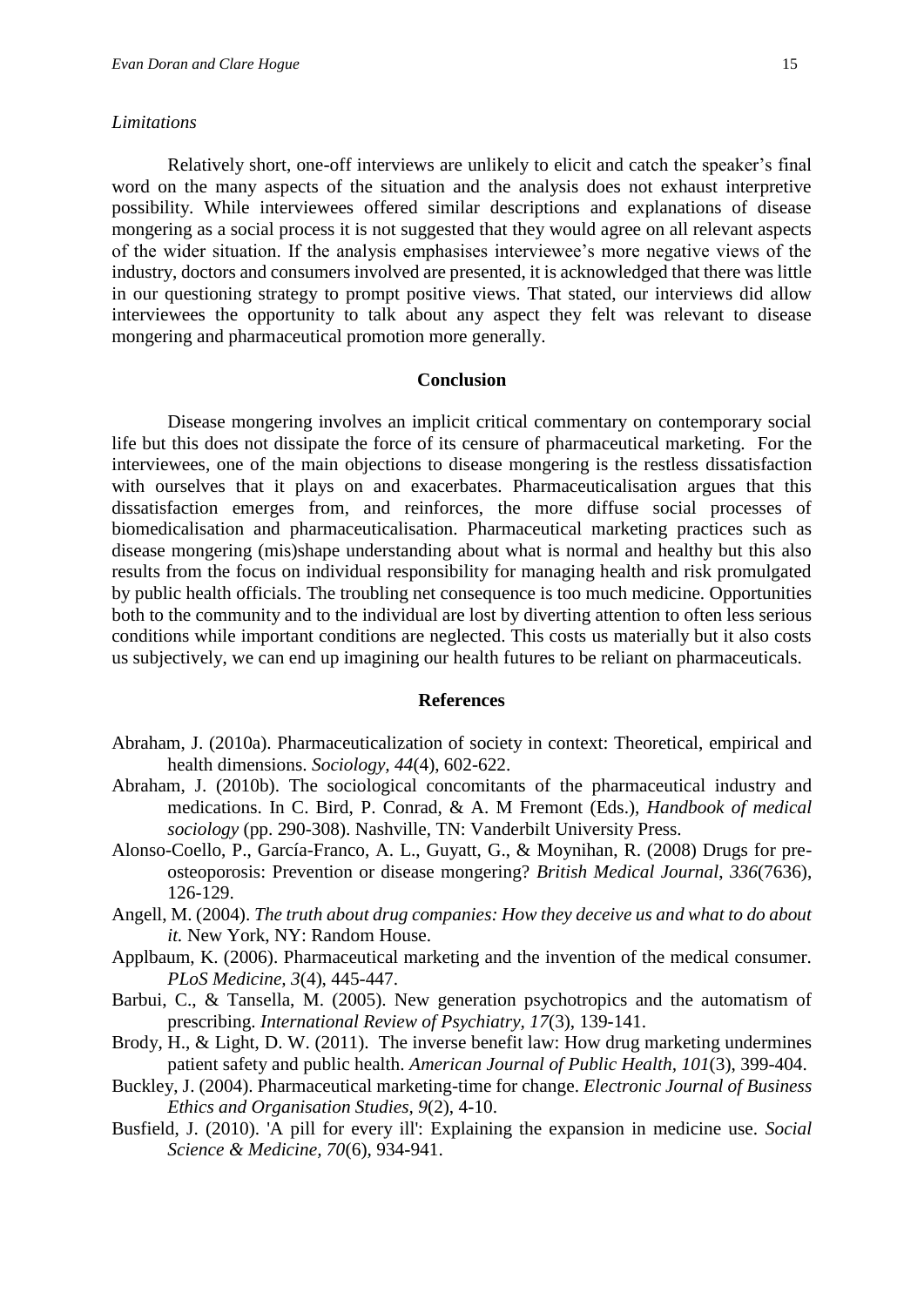*Limitations*

Relatively short, one-off interviews are unlikely to elicit and catch the speaker's final word on the many aspects of the situation and the analysis does not exhaust interpretive possibility. While interviewees offered similar descriptions and explanations of disease mongering as a social process it is not suggested that they would agree on all relevant aspects of the wider situation. If the analysis emphasises interviewee's more negative views of the industry, doctors and consumers involved are presented, it is acknowledged that there was little in our questioning strategy to prompt positive views. That stated, our interviews did allow interviewees the opportunity to talk about any aspect they felt was relevant to disease mongering and pharmaceutical promotion more generally.

## Conclusion

Disease mongering involves an implicit critical commentary on contemporary social life but this does not dissipate the force of its censure of pharmaceutical marketing. For the interviewees, one of the main objections to disease mongering is the restless dissatisfaction with ourselves that it plays on and exacerbates. Pharmaceuticalisation argues that this dissatisfaction emerges from, and reinforces, the more diffuse social processes of biomedicalisation and pharmaceuticalisation. Pharmaceutical marketing practices such as disease mongering (mis)shape understanding about what is normal and healthy but this also results from the focus on individual responsibility for managing health and risk promulgated by public health officials. The troubling net consequence is too much medicine. Opportunities both to the community and to the individual are lost by diverting attention to often less serious conditions while important conditions are neglected. This costs us materially but it also costs us subjectively, we can end up imagining our health futures to be reliant on pharmaceuticals.

## References

Abraham, J. (2010a). Pharmaceuticalization of society in context: Theoretical, empirical and health dimensions. *Sociology*, *44*(4), 602-622.

Abraham, J. (2010b). The sociological concomitants of the pharmaceutical industry and medications. In C. Bird, P. Conrad, & A. M Fremont (Eds.), *Handbook of medical sociology* (pp. 290-308). Nashville, TN: Vanderbilt University Press.

Alonso-Coello, P., García-Franco, A. L., Guyatt, G., & Moynihan, R. (2008) Drugs for pre-osteoporosis: Prevention or disease mongering? *British Medical Journal*, *336*(7636), 126-129.

Angell, M. (2004). *The truth about drug companies: How they deceive us and what to do about it.* New York, NY: Random House.

Applbaum, K. (2006). Pharmaceutical marketing and the invention of the medical consumer. *PLoS Medicine, 3*(4), 445-447.

Barbui, C., & Tansella, M. (2005). New generation psychotropics and the automatism of prescribing. *International Review of Psychiatry*, *17*(3), 139-141.

Brody, H., & Light, D. W. (2011). The inverse benefit law: How drug marketing undermines patient safety and public health. *American Journal of Public Health*, *101*(3), 399-404.

Buckley, J. (2004). Pharmaceutical marketing-time for change. *Electronic Journal of Business Ethics and Organisation Studies, 9*(2), 4-10.

Busfield, J. (2010). 'A pill for every ill': Explaining the expansion in medicine use. *Social Science & Medicine, 70*(6), 934-941.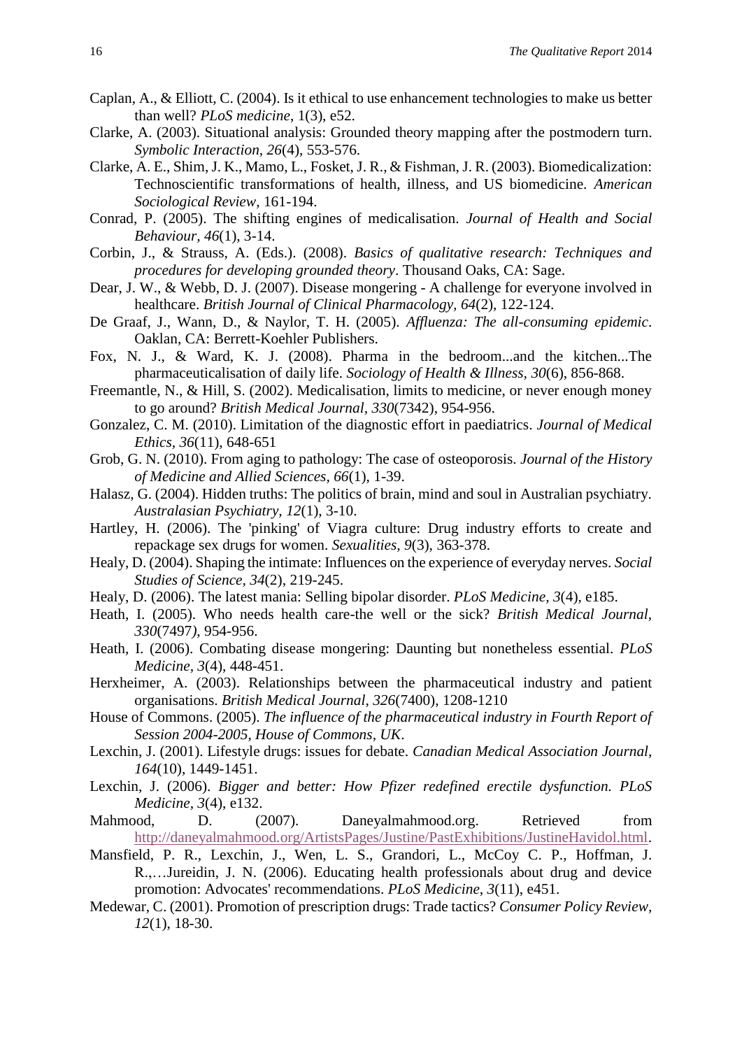Caplan, A., & Elliott, C. (2004). Is it ethical to use enhancement technologies to make us better than well? *PLoS medicine*, 1(3), e52.

Clarke, A. (2003). Situational analysis: Grounded theory mapping after the postmodern turn. *Symbolic Interaction, 26*(4), 553-576.

Clarke, A. E., Shim, J. K., Mamo, L., Fosket, J. R., & Fishman, J. R. (2003). Biomedicalization: Technoscientific transformations of health, illness, and US biomedicine. *American Sociological Review*, 161-194.

Conrad, P. (2005). The shifting engines of medicalisation. *Journal of Health and Social Behaviour, 46*(1), 3-14.

Corbin, J., & Strauss, A. (Eds.). (2008). *Basics of qualitative research: Techniques and procedures for developing grounded theory*. Thousand Oaks, CA: Sage.

Dear, J. W., & Webb, D. J. (2007). Disease mongering - A challenge for everyone involved in healthcare. *British Journal of Clinical Pharmacology, 64*(2), 122-124.

De Graaf, J., Wann, D., & Naylor, T. H. (2005). *Affluenza: The all-consuming epidemic*. Oaklan, CA: Berrett-Koehler Publishers.

Fox, N. J., & Ward, K. J. (2008). Pharma in the bedroom...and the kitchen...The pharmaceuticalisation of daily life. *Sociology of Health & Illness, 30*(6), 856-868.

Freemantle, N., & Hill, S. (2002). Medicalisation, limits to medicine, or never enough money to go around? *British Medical Journal, 330*(7342), 954-956.

Gonzalez, C. M. (2010). Limitation of the diagnostic effort in paediatrics. *Journal of Medical Ethics, 36*(11), 648-651

Grob, G. N. (2010). From aging to pathology: The case of osteoporosis. *Journal of the History of Medicine and Allied Sciences, 66*(1), 1-39.

Halasz, G. (2004). Hidden truths: The politics of brain, mind and soul in Australian psychiatry. *Australasian Psychiatry, 12*(1), 3-10.

Hartley, H. (2006). The 'pinking' of Viagra culture: Drug industry efforts to create and repackage sex drugs for women. *Sexualities, 9*(3), 363-378.

Healy, D. (2004). Shaping the intimate: Influences on the experience of everyday nerves. *Social Studies of Science, 34*(2), 219-245.

Healy, D. (2006). The latest mania: Selling bipolar disorder. *PLoS Medicine, 3*(4), e185.

Heath, I. (2005). Who needs health care-the well or the sick? *British Medical Journal, 330*(7497), 954-956.

Heath, I. (2006). Combating disease mongering: Daunting but nonetheless essential. *PLoS Medicine, 3*(4), 448-451.

Herxheimer, A. (2003). Relationships between the pharmaceutical industry and patient organisations. *British Medical Journal, 326*(7400), 1208-1210

House of Commons. (2005). *The influence of the pharmaceutical industry in Fourth Report of Session 2004-2005, House of Commons, UK*.

Lexchin, J. (2001). Lifestyle drugs: issues for debate. *Canadian Medical Association Journal, 164*(10), 1449-1451.

Lexchin, J. (2006). *Bigger and better: How Pfizer redefined erectile dysfunction. PLoS Medicine, 3*(4), e132.

Mahmood, D. (2007). Daneyalmahmood.org. Retrieved from http://daneyalmahmood.org/ArtistsPages/Justine/PastExhibitions/JustineHavidol.html.

Mansfield, P. R., Lexchin, J., Wen, L. S., Grandori, L., McCoy C. P., Hoffman, J. R.,…Jureidin, J. N. (2006). Educating health professionals about drug and device promotion: Advocates' recommendations. *PLoS Medicine, 3*(11), e451.

Medewar, C. (2001). Promotion of prescription drugs: Trade tactics? *Consumer Policy Review, 12*(1), 18-30.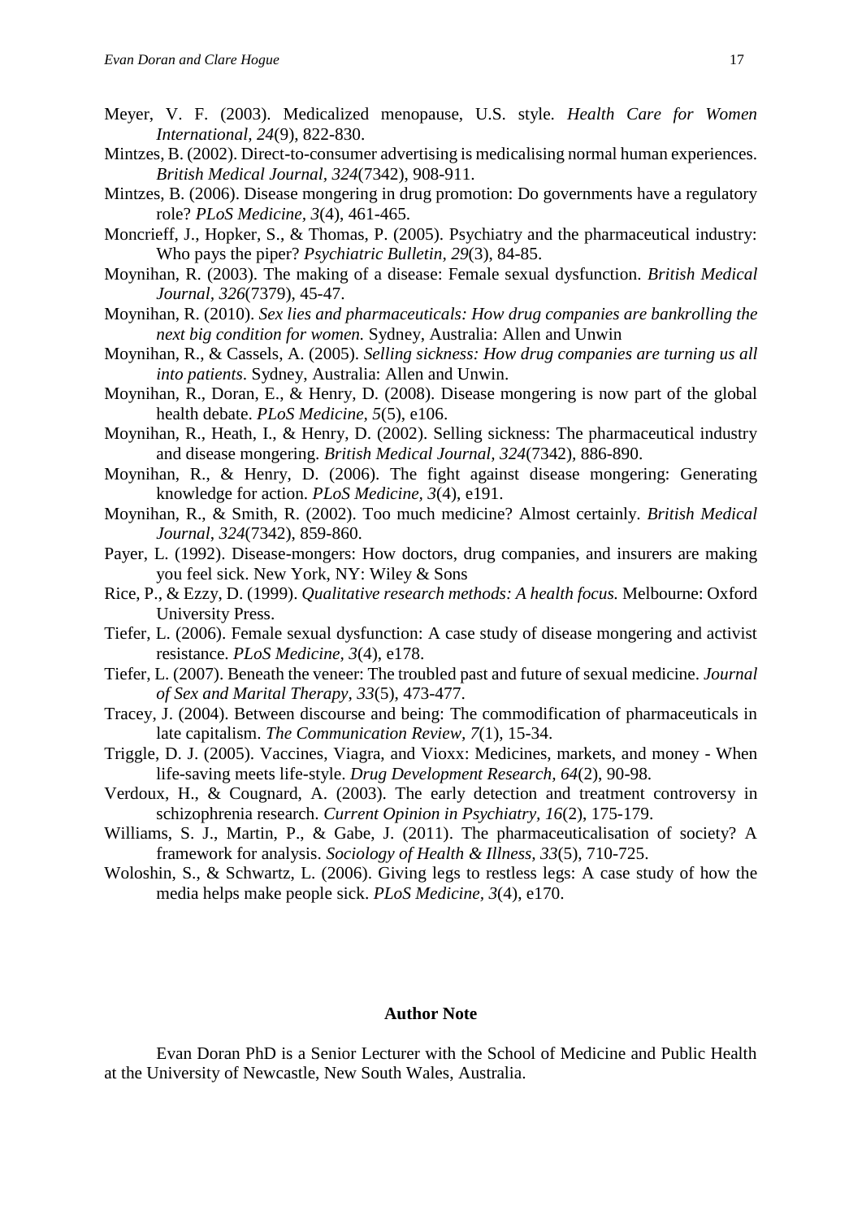Meyer, V. F. (2003). Medicalized menopause, U.S. style. *Health Care for Women International*, *24*(9), 822-830.

Mintzes, B. (2002). Direct-to-consumer advertising is medicalising normal human experiences. *British Medical Journal*, *324*(7342), 908-911.

Mintzes, B. (2006). Disease mongering in drug promotion: Do governments have a regulatory role? *PLoS Medicine, 3*(4), 461-465.

Moncrieff, J., Hopker, S., & Thomas, P. (2005). Psychiatry and the pharmaceutical industry: Who pays the piper? *Psychiatric Bulletin, 29*(3), 84-85.

Moynihan, R. (2003). The making of a disease: Female sexual dysfunction. *British Medical Journal, 326*(7379), 45-47.

Moynihan, R. (2010). *Sex lies and pharmaceuticals: How drug companies are bankrolling the next big condition for women.* Sydney, Australia: Allen and Unwin

Moynihan, R., & Cassels, A. (2005). *Selling sickness: How drug companies are turning us all into patients*. Sydney, Australia: Allen and Unwin.

Moynihan, R., Doran, E., & Henry, D. (2008). Disease mongering is now part of the global health debate. *PLoS Medicine, 5*(5), e106.

Moynihan, R., Heath, I., & Henry, D. (2002). Selling sickness: The pharmaceutical industry and disease mongering. *British Medical Journal, 324*(7342), 886-890.

Moynihan, R., & Henry, D. (2006). The fight against disease mongering: Generating knowledge for action. *PLoS Medicine*, *3*(4), e191.

Moynihan, R., & Smith, R. (2002). Too much medicine? Almost certainly. *British Medical Journal*, *324*(7342), 859-860.

Payer, L. (1992). Disease-mongers: How doctors, drug companies, and insurers are making you feel sick. New York, NY: Wiley & Sons

Rice, P., & Ezzy, D. (1999). *Qualitative research methods: A health focus.* Melbourne: Oxford University Press.

Tiefer, L. (2006). Female sexual dysfunction: A case study of disease mongering and activist resistance. *PLoS Medicine, 3*(4), e178.

Tiefer, L. (2007). Beneath the veneer: The troubled past and future of sexual medicine. *Journal of Sex and Marital Therapy, 33*(5), 473-477.

Tracey, J. (2004). Between discourse and being: The commodification of pharmaceuticals in late capitalism. *The Communication Review, 7*(1), 15-34.

Triggle, D. J. (2005). Vaccines, Viagra, and Vioxx: Medicines, markets, and money - When life-saving meets life-style. *Drug Development Research*, *64*(2), 90-98.

Verdoux, H., & Cougnard, A. (2003). The early detection and treatment controversy in schizophrenia research. *Current Opinion in Psychiatry, 16*(2), 175-179.

Williams, S. J., Martin, P., & Gabe, J. (2011). The pharmaceuticalisation of society? A framework for analysis. *Sociology of Health & Illness, 33*(5), 710-725.

Woloshin, S., & Schwartz, L. (2006). Giving legs to restless legs: A case study of how the media helps make people sick. *PLoS Medicine, 3*(4), e170.

**Author Note**

Evan Doran PhD is a Senior Lecturer with the School of Medicine and Public Health at the University of Newcastle, New South Wales, Australia.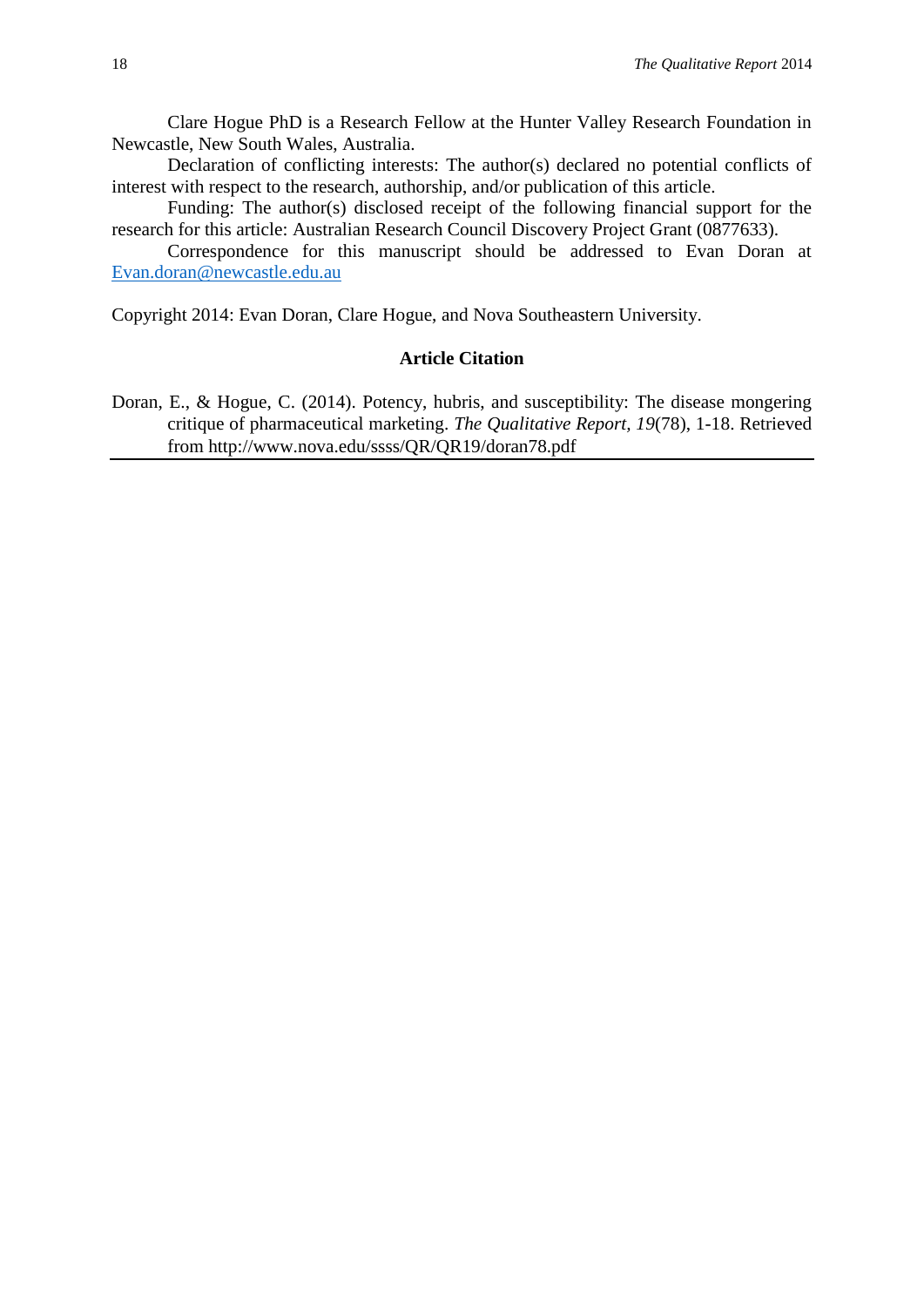Clare Hogue PhD is a Research Fellow at the Hunter Valley Research Foundation in Newcastle, New South Wales, Australia.

Declaration of conflicting interests: The author(s) declared no potential conflicts of interest with respect to the research, authorship, and/or publication of this article.

Funding: The author(s) disclosed receipt of the following financial support for the research for this article: Australian Research Council Discovery Project Grant (0877633).

Correspondence for this manuscript should be addressed to Evan Doran at Evan.doran@newcastle.edu.au

Copyright 2014: Evan Doran, Clare Hogue, and Nova Southeastern University.

## Article Citation

Doran, E., & Hogue, C. (2014). Potency, hubris, and susceptibility: The disease mongering critique of pharmaceutical marketing. *The Qualitative Report, 19*(78), 1-18. Retrieved from http://www.nova.edu/ssss/QR/QR19/doran78.pdf